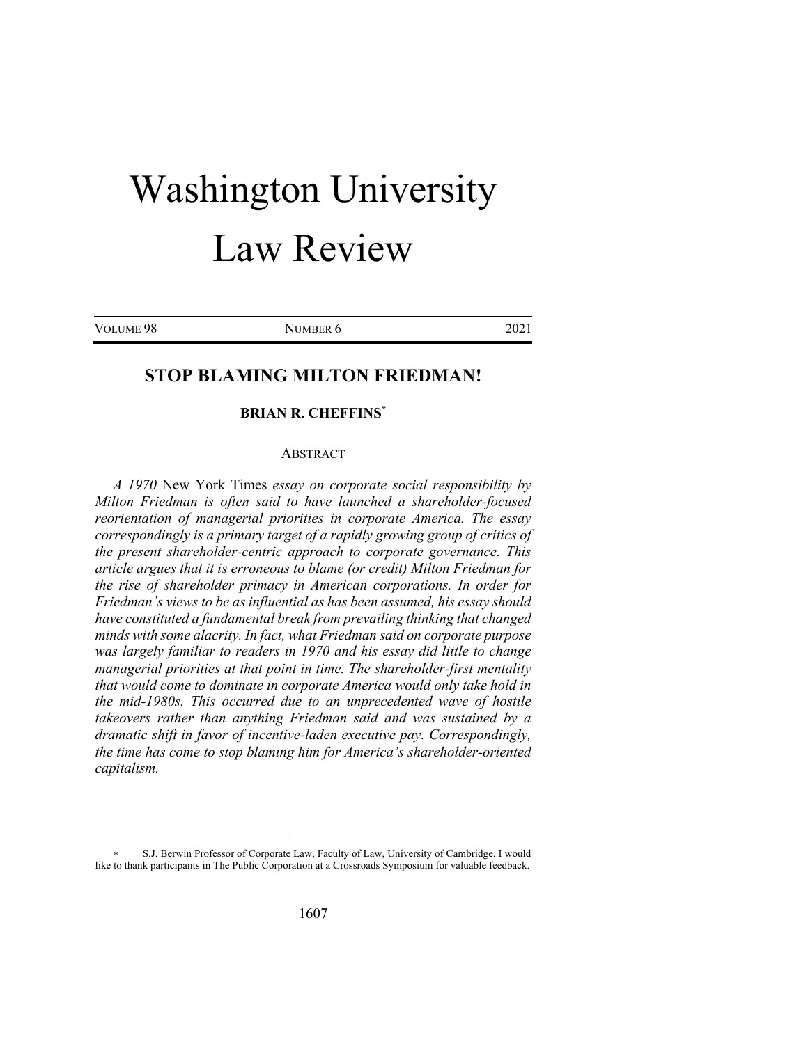# Washington University Law Review

VOLUME 98 NUMBER 6 2021

## STOP BLAMING MILTON FRIEDMAN!

**BRIAN R. CHEFFINS***

ABSTRACT

*A 1970* New York Times *essay on corporate social responsibility by Milton Friedman is often said to have launched a shareholder-focused reorientation of managerial priorities in corporate America. The essay correspondingly is a primary target of a rapidly growing group of critics of the present shareholder-centric approach to corporate governance. This article argues that it is erroneous to blame (or credit) Milton Friedman for the rise of shareholder primacy in American corporations. In order for Friedman's views to be as influential as has been assumed, his essay should have constituted a fundamental break from prevailing thinking that changed minds with some alacrity. In fact, what Friedman said on corporate purpose was largely familiar to readers in 1970 and his essay did little to change managerial priorities at that point in time. The shareholder-first mentality that would come to dominate in corporate America would only take hold in the mid-1980s. This occurred due to an unprecedented wave of hostile takeovers rather than anything Friedman said and was sustained by a dramatic shift in favor of incentive-laden executive pay. Correspondingly, the time has come to stop blaming him for America's shareholder-oriented capitalism.*

---

\* S.J. Berwin Professor of Corporate Law, Faculty of Law, University of Cambridge. I would like to thank participants in The Public Corporation at a Crossroads Symposium for valuable feedback.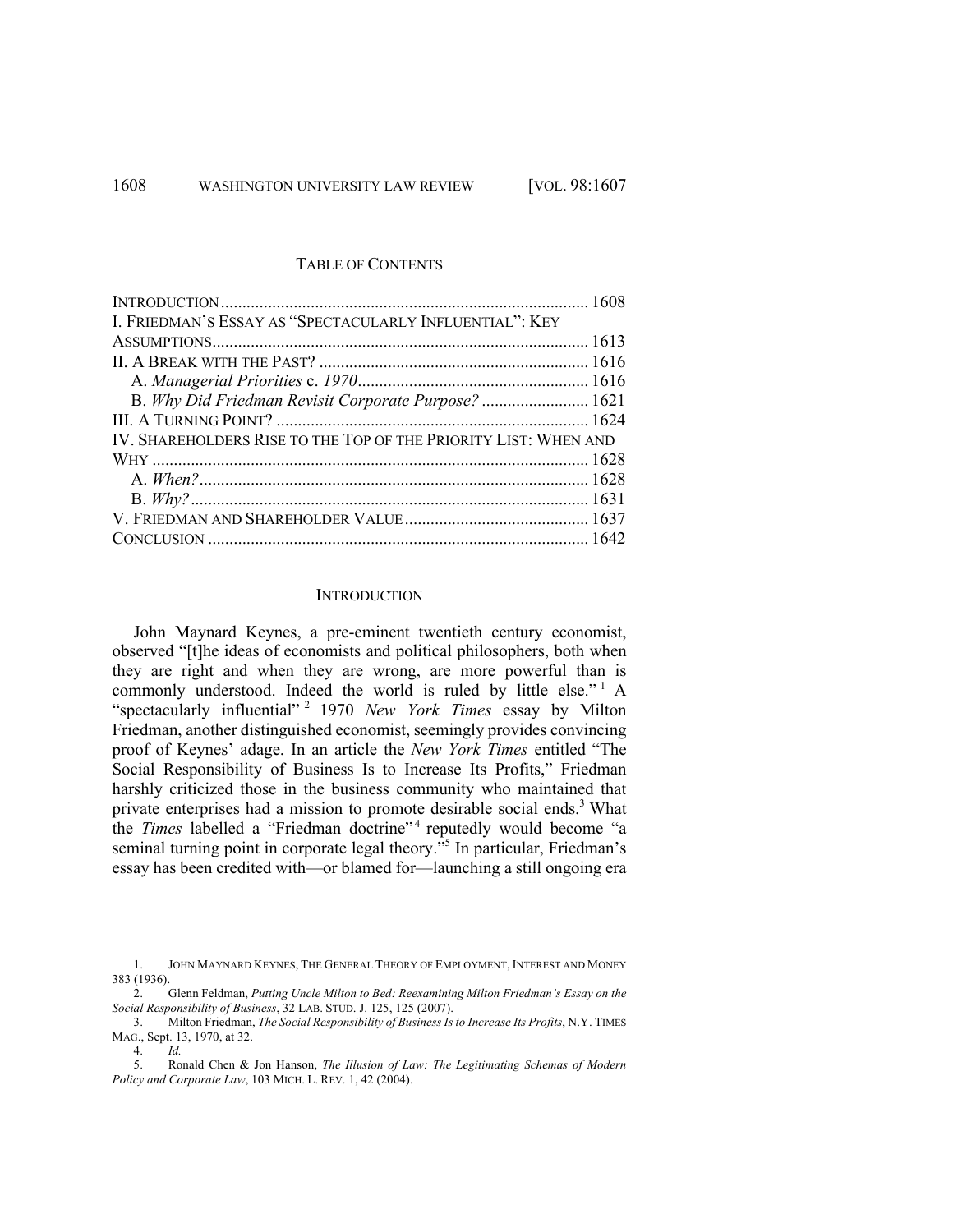## TABLE OF CONTENTS

INTRODUCTION ..................................................................................... 1608
I. FRIEDMAN'S ESSAY AS "SPECTACULARLY INFLUENTIAL": KEY ASSUMPTIONS ........................................................................................ 1613
II. A BREAK WITH THE PAST? ............................................................... 1616
  A. *Managerial Priorities* c. *1970* ...................................................... 1616
  B. *Why Did Friedman Revisit Corporate Purpose?* ......................... 1621
III. A TURNING POINT? ......................................................................... 1624
IV. SHAREHOLDERS RISE TO THE TOP OF THE PRIORITY LIST: WHEN AND WHY ..................................................................................................... 1628
  A. *When?* ........................................................................................... 1628
  B. *Why?* ............................................................................................. 1631
V. FRIEDMAN AND SHAREHOLDER VALUE ........................................... 1637
CONCLUSION ........................................................................................ 1642

## INTRODUCTION

John Maynard Keynes, a pre-eminent twentieth century economist, observed "[t]he ideas of economists and political philosophers, both when they are right and when they are wrong, are more powerful than is commonly understood. Indeed the world is ruled by little else." [1] A "spectacularly influential" [2] 1970 *New York Times* essay by Milton Friedman, another distinguished economist, seemingly provides convincing proof of Keynes' adage. In an article the *New York Times* entitled "The Social Responsibility of Business Is to Increase Its Profits," Friedman harshly criticized those in the business community who maintained that private enterprises had a mission to promote desirable social ends.[3] What the *Times* labelled a "Friedman doctrine"[4] reputedly would become "a seminal turning point in corporate legal theory."[5] In particular, Friedman's essay has been credited with—or blamed for—launching a still ongoing era

---

1. JOHN MAYNARD KEYNES, THE GENERAL THEORY OF EMPLOYMENT, INTEREST AND MONEY 383 (1936).
2. Glenn Feldman, *Putting Uncle Milton to Bed: Reexamining Milton Friedman's Essay on the Social Responsibility of Business*, 32 LAB. STUD. J. 125, 125 (2007).
3. Milton Friedman, *The Social Responsibility of Business Is to Increase Its Profits*, N.Y. TIMES MAG., Sept. 13, 1970, at 32.
4. *Id.*
5. Ronald Chen & Jon Hanson, *The Illusion of Law: The Legitimating Schemas of Modern Policy and Corporate Law*, 103 MICH. L. REV. 1, 42 (2004).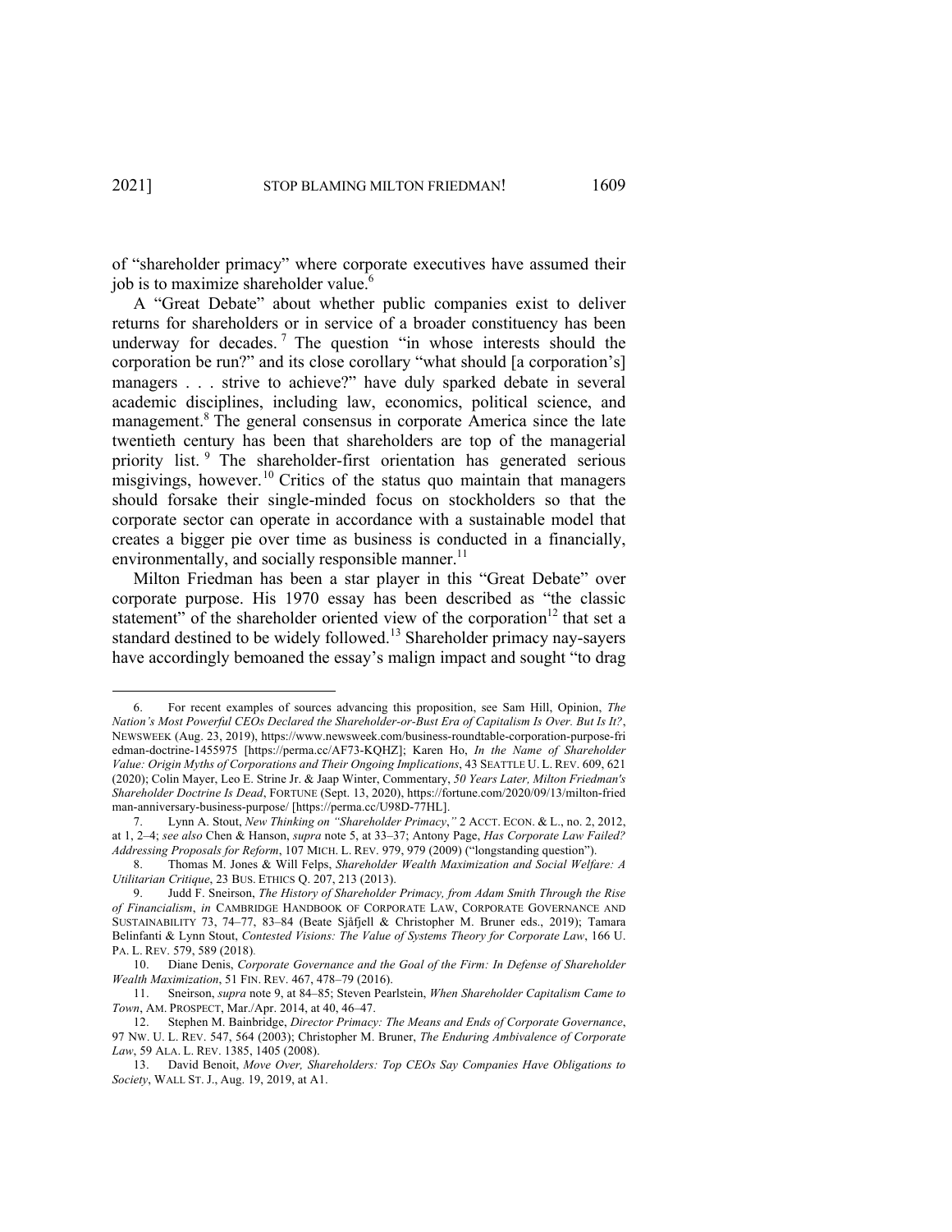of "shareholder primacy" where corporate executives have assumed their job is to maximize shareholder value.[6]

A "Great Debate" about whether public companies exist to deliver returns for shareholders or in service of a broader constituency has been underway for decades.[7] The question "in whose interests should the corporation be run?" and its close corollary "what should [a corporation's] managers . . . strive to achieve?" have duly sparked debate in several academic disciplines, including law, economics, political science, and management.[8] The general consensus in corporate America since the late twentieth century has been that shareholders are top of the managerial priority list.[9] The shareholder-first orientation has generated serious misgivings, however.[10] Critics of the status quo maintain that managers should forsake their single-minded focus on stockholders so that the corporate sector can operate in accordance with a sustainable model that creates a bigger pie over time as business is conducted in a financially, environmentally, and socially responsible manner.[11]

Milton Friedman has been a star player in this "Great Debate" over corporate purpose. His 1970 essay has been described as "the classic statement" of the shareholder oriented view of the corporation[12] that set a standard destined to be widely followed.[13] Shareholder primacy nay-sayers have accordingly bemoaned the essay's malign impact and sought "to drag

---

6. For recent examples of sources advancing this proposition, see Sam Hill, Opinion, *The Nation's Most Powerful CEOs Declared the Shareholder-or-Bust Era of Capitalism Is Over. But Is It?*, NEWSWEEK (Aug. 23, 2019), https://www.newsweek.com/business-roundtable-corporation-purpose-friedman-doctrine-1455975 [https://perma.cc/AF73-KQHZ]; Karen Ho, *In the Name of Shareholder Value: Origin Myths of Corporations and Their Ongoing Implications*, 43 SEATTLE U. L. REV. 609, 621 (2020); Colin Mayer, Leo E. Strine Jr. & Jaap Winter, Commentary, *50 Years Later, Milton Friedman's Shareholder Doctrine Is Dead*, FORTUNE (Sept. 13, 2020), https://fortune.com/2020/09/13/milton-friedman-anniversary-business-purpose/ [https://perma.cc/U98D-77HL].

7. Lynn A. Stout, *New Thinking on "Shareholder Primacy*,*"* 2 ACCT. ECON. & L., no. 2, 2012, at 1, 2–4; *see also* Chen & Hanson, *supra* note 5, at 33–37; Antony Page, *Has Corporate Law Failed? Addressing Proposals for Reform*, 107 MICH. L. REV. 979, 979 (2009) ("longstanding question").

8. Thomas M. Jones & Will Felps, *Shareholder Wealth Maximization and Social Welfare: A Utilitarian Critique*, 23 BUS. ETHICS Q. 207, 213 (2013).

9. Judd F. Sneirson, *The History of Shareholder Primacy, from Adam Smith Through the Rise of Financialism*, *in* CAMBRIDGE HANDBOOK OF CORPORATE LAW, CORPORATE GOVERNANCE AND SUSTAINABILITY 73, 74–77, 83–84 (Beate Sjåfjell & Christopher M. Bruner eds., 2019); Tamara Belinfanti & Lynn Stout, *Contested Visions: The Value of Systems Theory for Corporate Law*, 166 U. PA. L. REV. 579, 589 (2018).

10. Diane Denis, *Corporate Governance and the Goal of the Firm: In Defense of Shareholder Wealth Maximization*, 51 FIN. REV. 467, 478–79 (2016).

11. Sneirson, *supra* note 9, at 84–85; Steven Pearlstein, *When Shareholder Capitalism Came to Town*, AM. PROSPECT, Mar./Apr. 2014, at 40, 46–47.

12. Stephen M. Bainbridge, *Director Primacy: The Means and Ends of Corporate Governance*, 97 NW. U. L. REV. 547, 564 (2003); Christopher M. Bruner, *The Enduring Ambivalence of Corporate Law*, 59 ALA. L. REV. 1385, 1405 (2008).

13. David Benoit, *Move Over, Shareholders: Top CEOs Say Companies Have Obligations to Society*, WALL ST. J., Aug. 19, 2019, at A1.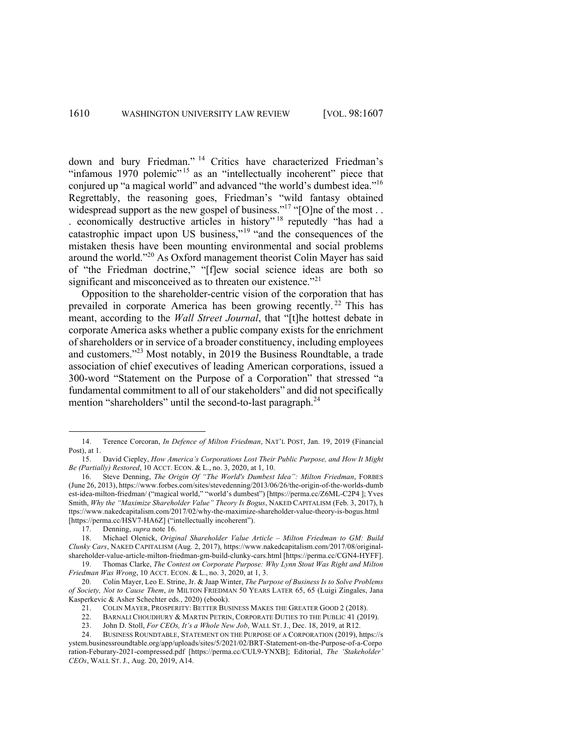down and bury Friedman."[14] Critics have characterized Friedman's "infamous 1970 polemic"[15] as an "intellectually incoherent" piece that conjured up "a magical world" and advanced "the world's dumbest idea."[16] Regrettably, the reasoning goes, Friedman's "wild fantasy obtained widespread support as the new gospel of business."[17] "[O]ne of the most . . . economically destructive articles in history"[18] reputedly "has had a catastrophic impact upon US business,"[19] "and the consequences of the mistaken thesis have been mounting environmental and social problems around the world."[20] As Oxford management theorist Colin Mayer has said of "the Friedman doctrine," "[f]ew social science ideas are both so significant and misconceived as to threaten our existence."[21]

Opposition to the shareholder-centric vision of the corporation that has prevailed in corporate America has been growing recently.[22] This has meant, according to the *Wall Street Journal*, that "[t]he hottest debate in corporate America asks whether a public company exists for the enrichment of shareholders or in service of a broader constituency, including employees and customers."[23] Most notably, in 2019 the Business Roundtable, a trade association of chief executives of leading American corporations, issued a 300-word "Statement on the Purpose of a Corporation" that stressed "a fundamental commitment to all of our stakeholders" and did not specifically mention "shareholders" until the second-to-last paragraph.[24]

---

14. Terence Corcoran, *In Defence of Milton Friedman*, NAT'L POST, Jan. 19, 2019 (Financial Post), at 1.

15. David Ciepley, *How America's Corporations Lost Their Public Purpose, and How It Might Be (Partially) Restored*, 10 ACCT. ECON. & L., no. 3, 2020, at 1, 10.

16. Steve Denning, *The Origin Of "The World's Dumbest Idea": Milton Friedman*, FORBES (June 26, 2013), https://www.forbes.com/sites/stevedenning/2013/06/26/the-origin-of-the-worlds-dumbest-idea-milton-friedman/ ("magical world," "world's dumbest") [https://perma.cc/Z6ML-C2P4 ]; Yves Smith, *Why the "Maximize Shareholder Value" Theory Is Bogus*, NAKED CAPITALISM (Feb. 3, 2017), https://www.nakedcapitalism.com/2017/02/why-the-maximize-shareholder-value-theory-is-bogus.html [https://perma.cc/HSV7-HA6Z] ("intellectually incoherent").

17. Denning, *supra* note 16.

18. Michael Olenick, *Original Shareholder Value Article – Milton Friedman to GM: Build Clunky Cars*, NAKED CAPITALISM (Aug. 2, 2017), https://www.nakedcapitalism.com/2017/08/original-shareholder-value-article-milton-friedman-gm-build-clunky-cars.html [https://perma.cc/CGN4-HYFF].

19. Thomas Clarke, *The Contest on Corporate Purpose: Why Lynn Stout Was Right and Milton Friedman Was Wrong*, 10 ACCT. ECON. & L., no. 3, 2020, at 1, 3.

20. Colin Mayer, Leo E. Strine, Jr. & Jaap Winter, *The Purpose of Business Is to Solve Problems of Society, Not to Cause Them*, *in* MILTON FRIEDMAN 50 YEARS LATER 65, 65 (Luigi Zingales, Jana Kasperkevic & Asher Schechter eds., 2020) (ebook).

21. COLIN MAYER, PROSPERITY: BETTER BUSINESS MAKES THE GREATER GOOD 2 (2018).

22. BARNALI CHOUDHURY & MARTIN PETRIN, CORPORATE DUTIES TO THE PUBLIC 41 (2019).

23. John D. Stoll, *For CEOs, It's a Whole New Job*, WALL ST. J., Dec. 18, 2019, at R12.

24. BUSINESS ROUNDTABLE, STATEMENT ON THE PURPOSE OF A CORPORATION (2019), https://system.businessroundtable.org/app/uploads/sites/5/2021/02/BRT-Statement-on-the-Purpose-of-a-Corporation-Feburary-2021-compressed.pdf [https://perma.cc/CUL9-YNXB]; Editorial, *The 'Stakeholder' CEOs*, WALL ST. J., Aug. 20, 2019, A14.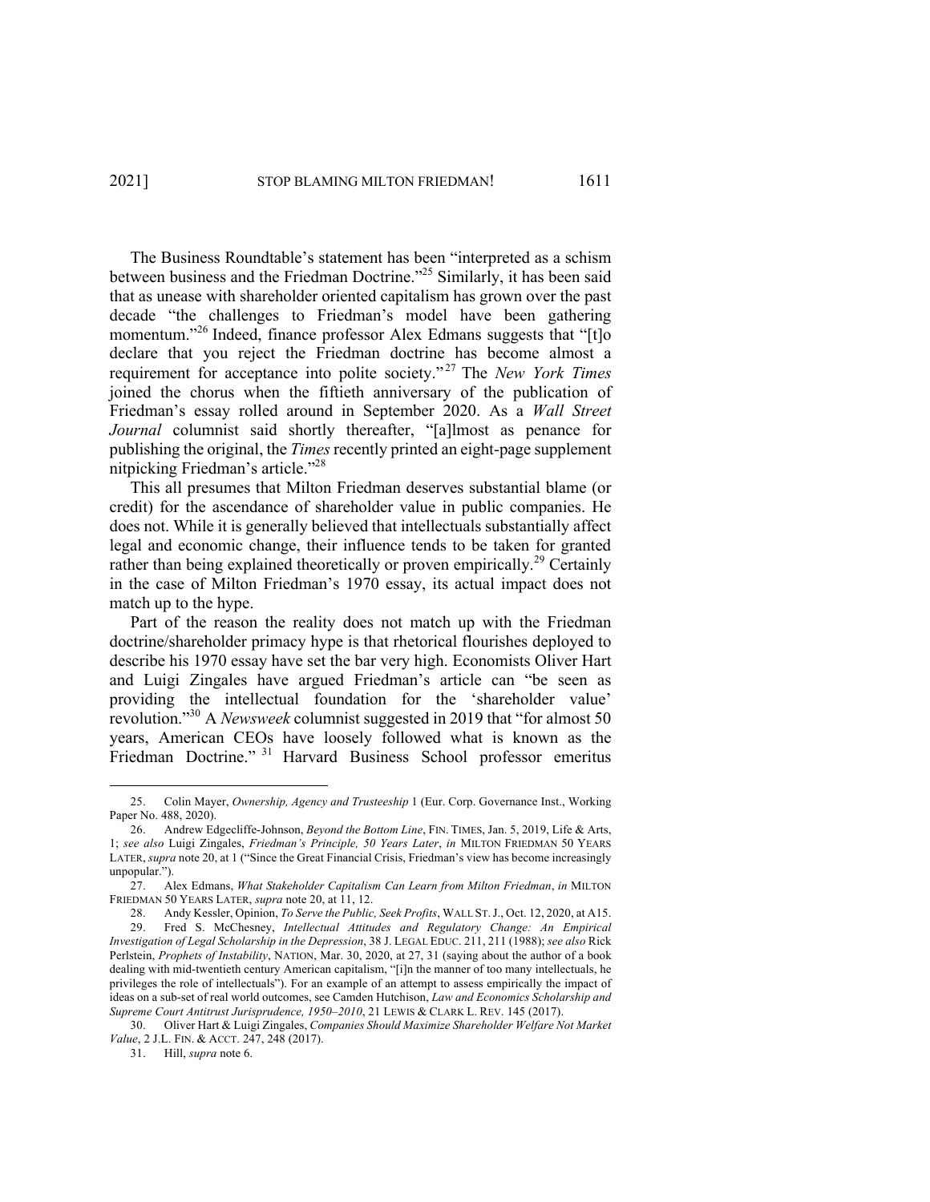The Business Roundtable's statement has been "interpreted as a schism between business and the Friedman Doctrine."[25] Similarly, it has been said that as unease with shareholder oriented capitalism has grown over the past decade "the challenges to Friedman's model have been gathering momentum."[26] Indeed, finance professor Alex Edmans suggests that "[t]o declare that you reject the Friedman doctrine has become almost a requirement for acceptance into polite society."[27] The *New York Times* joined the chorus when the fiftieth anniversary of the publication of Friedman's essay rolled around in September 2020. As a *Wall Street Journal* columnist said shortly thereafter, "[a]lmost as penance for publishing the original, the *Times* recently printed an eight-page supplement nitpicking Friedman's article."[28]

This all presumes that Milton Friedman deserves substantial blame (or credit) for the ascendance of shareholder value in public companies. He does not. While it is generally believed that intellectuals substantially affect legal and economic change, their influence tends to be taken for granted rather than being explained theoretically or proven empirically.[29] Certainly in the case of Milton Friedman's 1970 essay, its actual impact does not match up to the hype.

Part of the reason the reality does not match up with the Friedman doctrine/shareholder primacy hype is that rhetorical flourishes deployed to describe his 1970 essay have set the bar very high. Economists Oliver Hart and Luigi Zingales have argued Friedman's article can "be seen as providing the intellectual foundation for the 'shareholder value' revolution."[30] A *Newsweek* columnist suggested in 2019 that "for almost 50 years, American CEOs have loosely followed what is known as the Friedman Doctrine."[31] Harvard Business School professor emeritus

---

25. Colin Mayer, *Ownership, Agency and Trusteeship* 1 (Eur. Corp. Governance Inst., Working Paper No. 488, 2020).

26. Andrew Edgecliffe-Johnson, *Beyond the Bottom Line*, FIN. TIMES, Jan. 5, 2019, Life & Arts, 1; *see also* Luigi Zingales, *Friedman's Principle, 50 Years Later*, *in* MILTON FRIEDMAN 50 YEARS LATER, *supra* note 20, at 1 ("Since the Great Financial Crisis, Friedman's view has become increasingly unpopular.").

27. Alex Edmans, *What Stakeholder Capitalism Can Learn from Milton Friedman*, *in* MILTON FRIEDMAN 50 YEARS LATER, *supra* note 20, at 11, 12.

28. Andy Kessler, Opinion, *To Serve the Public, Seek Profits*, WALL ST. J., Oct. 12, 2020, at A15.

29. Fred S. McChesney, *Intellectual Attitudes and Regulatory Change: An Empirical Investigation of Legal Scholarship in the Depression*, 38 J. LEGAL EDUC. 211, 211 (1988); *see also* Rick Perlstein, *Prophets of Instability*, NATION, Mar. 30, 2020, at 27, 31 (saying about the author of a book dealing with mid-twentieth century American capitalism, "[i]n the manner of too many intellectuals, he privileges the role of intellectuals"). For an example of an attempt to assess empirically the impact of ideas on a sub-set of real world outcomes, see Camden Hutchison, *Law and Economics Scholarship and Supreme Court Antitrust Jurisprudence, 1950–2010*, 21 LEWIS & CLARK L. REV. 145 (2017).

30. Oliver Hart & Luigi Zingales, *Companies Should Maximize Shareholder Welfare Not Market Value*, 2 J.L. FIN. & ACCT. 247, 248 (2017).

31. Hill, *supra* note 6.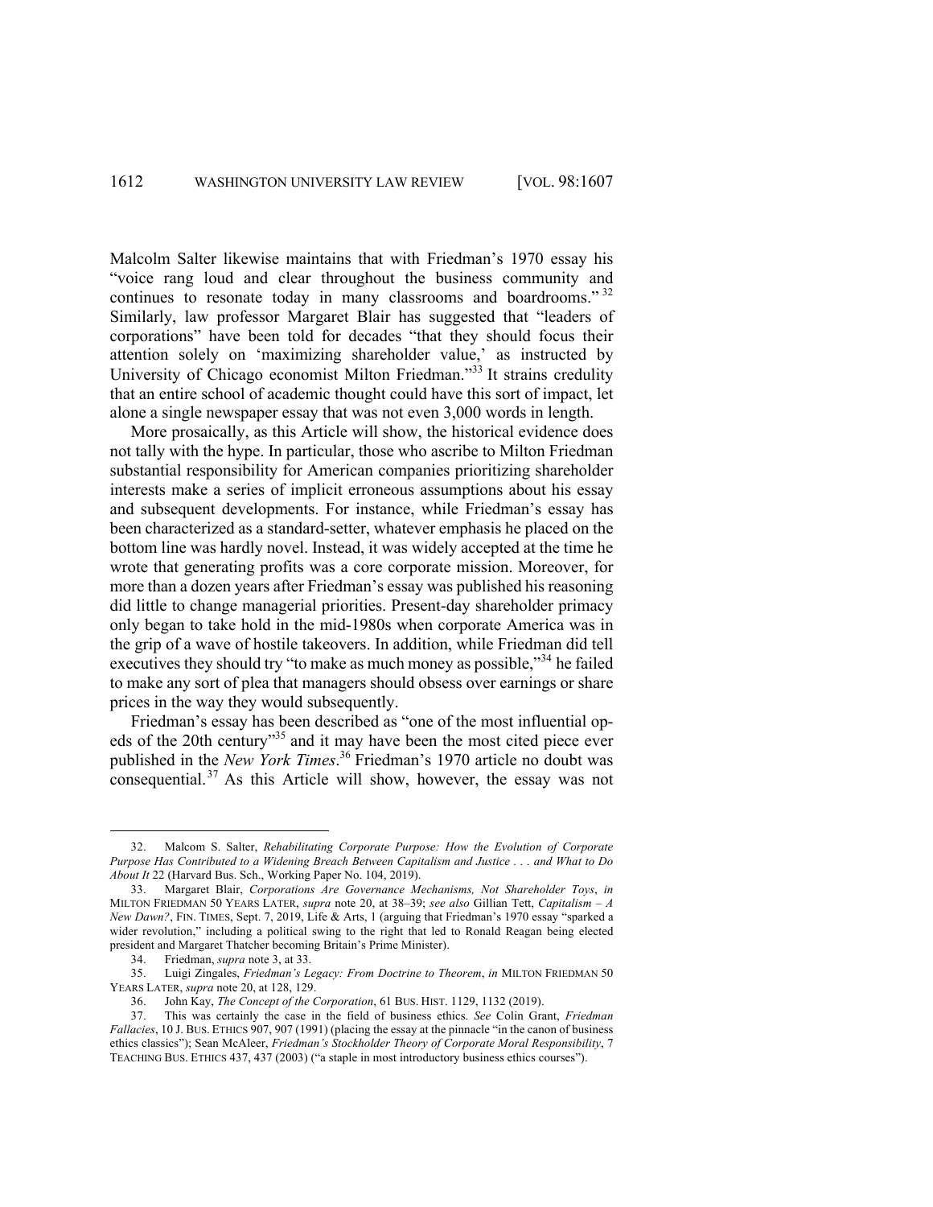Malcolm Salter likewise maintains that with Friedman's 1970 essay his "voice rang loud and clear throughout the business community and continues to resonate today in many classrooms and boardrooms."[32] Similarly, law professor Margaret Blair has suggested that "leaders of corporations" have been told for decades "that they should focus their attention solely on 'maximizing shareholder value,' as instructed by University of Chicago economist Milton Friedman."[33] It strains credulity that an entire school of academic thought could have this sort of impact, let alone a single newspaper essay that was not even 3,000 words in length.

More prosaically, as this Article will show, the historical evidence does not tally with the hype. In particular, those who ascribe to Milton Friedman substantial responsibility for American companies prioritizing shareholder interests make a series of implicit erroneous assumptions about his essay and subsequent developments. For instance, while Friedman's essay has been characterized as a standard-setter, whatever emphasis he placed on the bottom line was hardly novel. Instead, it was widely accepted at the time he wrote that generating profits was a core corporate mission. Moreover, for more than a dozen years after Friedman's essay was published his reasoning did little to change managerial priorities. Present-day shareholder primacy only began to take hold in the mid-1980s when corporate America was in the grip of a wave of hostile takeovers. In addition, while Friedman did tell executives they should try "to make as much money as possible,"[34] he failed to make any sort of plea that managers should obsess over earnings or share prices in the way they would subsequently.

Friedman's essay has been described as "one of the most influential op-eds of the 20th century"[35] and it may have been the most cited piece ever published in the *New York Times*.[36] Friedman's 1970 article no doubt was consequential.[37] As this Article will show, however, the essay was not

---

32. Malcom S. Salter, *Rehabilitating Corporate Purpose: How the Evolution of Corporate Purpose Has Contributed to a Widening Breach Between Capitalism and Justice . . . and What to Do About It* 22 (Harvard Bus. Sch., Working Paper No. 104, 2019).

33. Margaret Blair, *Corporations Are Governance Mechanisms, Not Shareholder Toys*, *in* MILTON FRIEDMAN 50 YEARS LATER, *supra* note 20, at 38–39; *see also* Gillian Tett, *Capitalism – A New Dawn?*, FIN. TIMES, Sept. 7, 2019, Life & Arts, 1 (arguing that Friedman's 1970 essay "sparked a wider revolution," including a political swing to the right that led to Ronald Reagan being elected president and Margaret Thatcher becoming Britain's Prime Minister).

34. Friedman, *supra* note 3, at 33.

35. Luigi Zingales, *Friedman's Legacy: From Doctrine to Theorem*, *in* MILTON FRIEDMAN 50 YEARS LATER, *supra* note 20, at 128, 129.

36. John Kay, *The Concept of the Corporation*, 61 BUS. HIST. 1129, 1132 (2019).

37. This was certainly the case in the field of business ethics. *See* Colin Grant, *Friedman Fallacies*, 10 J. BUS. ETHICS 907, 907 (1991) (placing the essay at the pinnacle "in the canon of business ethics classics"); Sean McAleer, *Friedman's Stockholder Theory of Corporate Moral Responsibility*, 7 TEACHING BUS. ETHICS 437, 437 (2003) ("a staple in most introductory business ethics courses").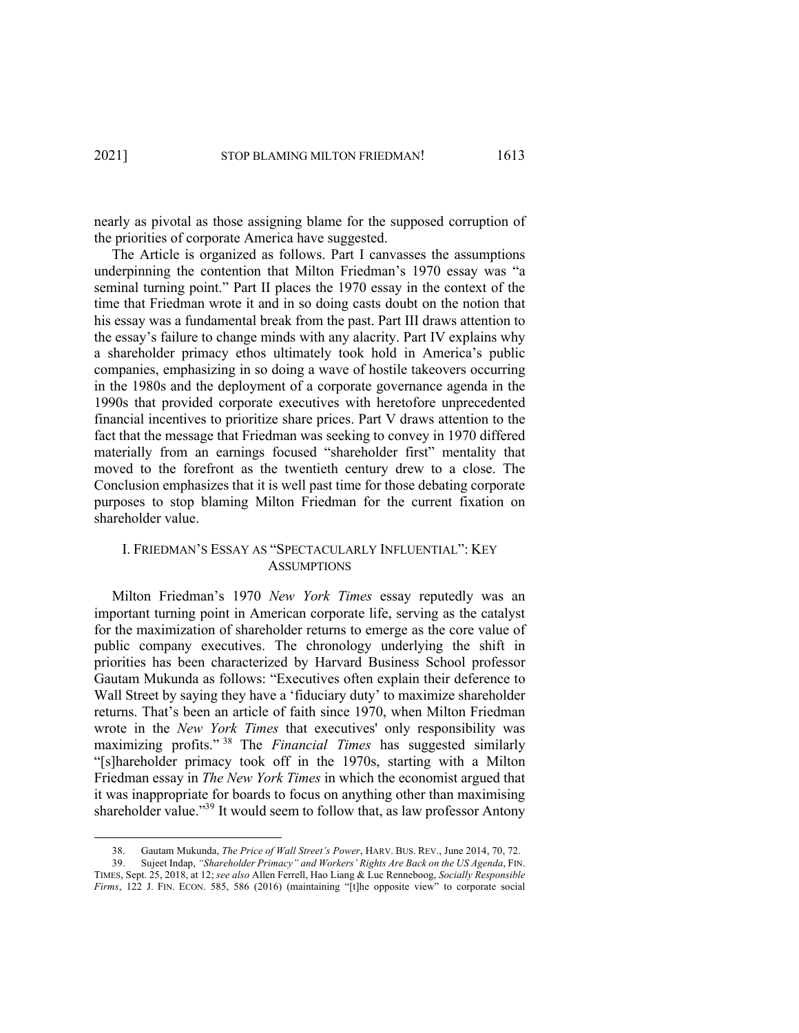nearly as pivotal as those assigning blame for the supposed corruption of the priorities of corporate America have suggested.

The Article is organized as follows. Part I canvasses the assumptions underpinning the contention that Milton Friedman's 1970 essay was "a seminal turning point." Part II places the 1970 essay in the context of the time that Friedman wrote it and in so doing casts doubt on the notion that his essay was a fundamental break from the past. Part III draws attention to the essay's failure to change minds with any alacrity. Part IV explains why a shareholder primacy ethos ultimately took hold in America's public companies, emphasizing in so doing a wave of hostile takeovers occurring in the 1980s and the deployment of a corporate governance agenda in the 1990s that provided corporate executives with heretofore unprecedented financial incentives to prioritize share prices. Part V draws attention to the fact that the message that Friedman was seeking to convey in 1970 differed materially from an earnings focused "shareholder first" mentality that moved to the forefront as the twentieth century drew to a close. The Conclusion emphasizes that it is well past time for those debating corporate purposes to stop blaming Milton Friedman for the current fixation on shareholder value.

## I. FRIEDMAN'S ESSAY AS "SPECTACULARLY INFLUENTIAL": KEY ASSUMPTIONS

Milton Friedman's 1970 *New York Times* essay reputedly was an important turning point in American corporate life, serving as the catalyst for the maximization of shareholder returns to emerge as the core value of public company executives. The chronology underlying the shift in priorities has been characterized by Harvard Business School professor Gautam Mukunda as follows: "Executives often explain their deference to Wall Street by saying they have a 'fiduciary duty' to maximize shareholder returns. That's been an article of faith since 1970, when Milton Friedman wrote in the *New York Times* that executives' only responsibility was maximizing profits."[38] The *Financial Times* has suggested similarly "[s]hareholder primacy took off in the 1970s, starting with a Milton Friedman essay in *The New York Times* in which the economist argued that it was inappropriate for boards to focus on anything other than maximising shareholder value."[39] It would seem to follow that, as law professor Antony

---

38. Gautam Mukunda, *The Price of Wall Street's Power*, HARV. BUS. REV., June 2014, 70, 72.

39. Sujeet Indap, *"Shareholder Primacy" and Workers' Rights Are Back on the US Agenda*, FIN. TIMES, Sept. 25, 2018, at 12; *see also* Allen Ferrell, Hao Liang & Luc Renneboog, *Socially Responsible Firms*, 122 J. FIN. ECON. 585, 586 (2016) (maintaining "[t]he opposite view" to corporate social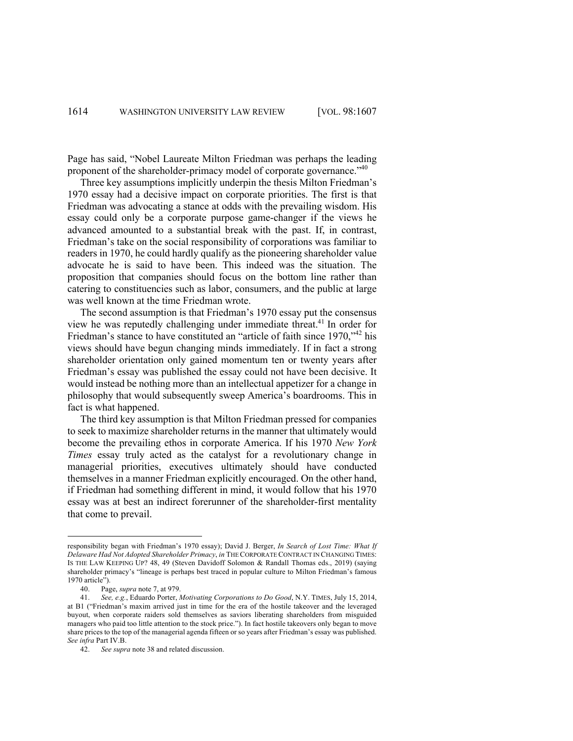Page has said, "Nobel Laureate Milton Friedman was perhaps the leading proponent of the shareholder-primacy model of corporate governance."[40]

Three key assumptions implicitly underpin the thesis Milton Friedman's 1970 essay had a decisive impact on corporate priorities. The first is that Friedman was advocating a stance at odds with the prevailing wisdom. His essay could only be a corporate purpose game-changer if the views he advanced amounted to a substantial break with the past. If, in contrast, Friedman's take on the social responsibility of corporations was familiar to readers in 1970, he could hardly qualify as the pioneering shareholder value advocate he is said to have been. This indeed was the situation. The proposition that companies should focus on the bottom line rather than catering to constituencies such as labor, consumers, and the public at large was well known at the time Friedman wrote.

The second assumption is that Friedman's 1970 essay put the consensus view he was reputedly challenging under immediate threat.[41] In order for Friedman's stance to have constituted an "article of faith since 1970,"[42] his views should have begun changing minds immediately. If in fact a strong shareholder orientation only gained momentum ten or twenty years after Friedman's essay was published the essay could not have been decisive. It would instead be nothing more than an intellectual appetizer for a change in philosophy that would subsequently sweep America's boardrooms. This in fact is what happened.

The third key assumption is that Milton Friedman pressed for companies to seek to maximize shareholder returns in the manner that ultimately would become the prevailing ethos in corporate America. If his 1970 *New York Times* essay truly acted as the catalyst for a revolutionary change in managerial priorities, executives ultimately should have conducted themselves in a manner Friedman explicitly encouraged. On the other hand, if Friedman had something different in mind, it would follow that his 1970 essay was at best an indirect forerunner of the shareholder-first mentality that come to prevail.

---

responsibility began with Friedman's 1970 essay); David J. Berger, *In Search of Lost Time: What If Delaware Had Not Adopted Shareholder Primacy*, *in* THE CORPORATE CONTRACT IN CHANGING TIMES: IS THE LAW KEEPING UP? 48, 49 (Steven Davidoff Solomon & Randall Thomas eds., 2019) (saying shareholder primacy's "lineage is perhaps best traced in popular culture to Milton Friedman's famous 1970 article").

40. Page, *supra* note 7, at 979.

41. *See, e.g.*, Eduardo Porter, *Motivating Corporations to Do Good*, N.Y. TIMES, July 15, 2014, at B1 ("Friedman's maxim arrived just in time for the era of the hostile takeover and the leveraged buyout, when corporate raiders sold themselves as saviors liberating shareholders from misguided managers who paid too little attention to the stock price."). In fact hostile takeovers only began to move share prices to the top of the managerial agenda fifteen or so years after Friedman's essay was published. *See infra* Part IV.B.

42. *See supra* note 38 and related discussion.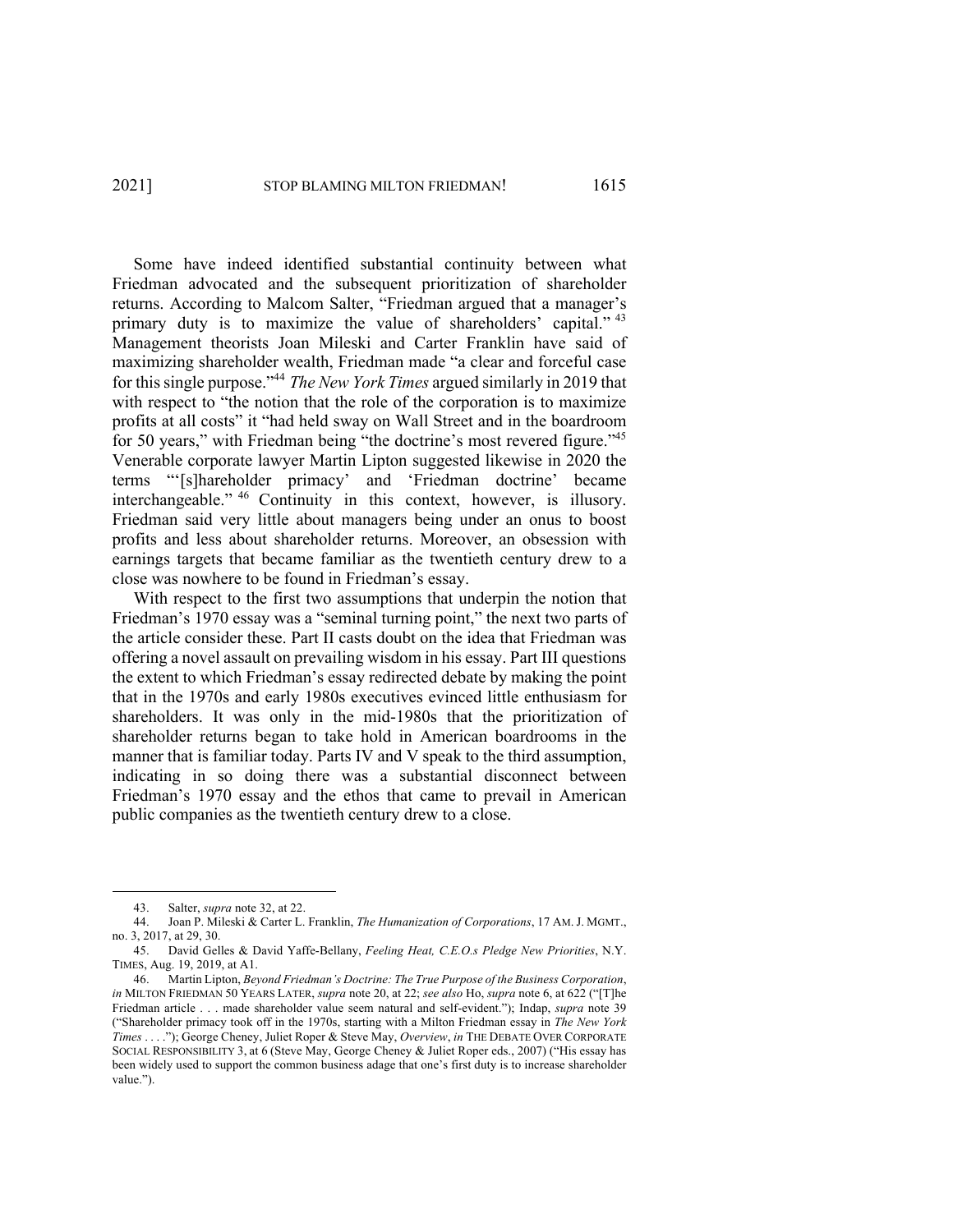Some have indeed identified substantial continuity between what Friedman advocated and the subsequent prioritization of shareholder returns. According to Malcom Salter, "Friedman argued that a manager's primary duty is to maximize the value of shareholders' capital."[43] Management theorists Joan Mileski and Carter Franklin have said of maximizing shareholder wealth, Friedman made "a clear and forceful case for this single purpose."[44] *The New York Times* argued similarly in 2019 that with respect to "the notion that the role of the corporation is to maximize profits at all costs" it "had held sway on Wall Street and in the boardroom for 50 years," with Friedman being "the doctrine's most revered figure."[45] Venerable corporate lawyer Martin Lipton suggested likewise in 2020 the terms "'[s]hareholder primacy' and 'Friedman doctrine' became interchangeable."[46] Continuity in this context, however, is illusory. Friedman said very little about managers being under an onus to boost profits and less about shareholder returns. Moreover, an obsession with earnings targets that became familiar as the twentieth century drew to a close was nowhere to be found in Friedman's essay.

With respect to the first two assumptions that underpin the notion that Friedman's 1970 essay was a "seminal turning point," the next two parts of the article consider these. Part II casts doubt on the idea that Friedman was offering a novel assault on prevailing wisdom in his essay. Part III questions the extent to which Friedman's essay redirected debate by making the point that in the 1970s and early 1980s executives evinced little enthusiasm for shareholders. It was only in the mid-1980s that the prioritization of shareholder returns began to take hold in American boardrooms in the manner that is familiar today. Parts IV and V speak to the third assumption, indicating in so doing there was a substantial disconnect between Friedman's 1970 essay and the ethos that came to prevail in American public companies as the twentieth century drew to a close.

---

43. Salter, *supra* note 32, at 22.

44. Joan P. Mileski & Carter L. Franklin, *The Humanization of Corporations*, 17 AM. J. MGMT., no. 3, 2017, at 29, 30.

45. David Gelles & David Yaffe-Bellany, *Feeling Heat, C.E.O.s Pledge New Priorities*, N.Y. TIMES, Aug. 19, 2019, at A1.

46. Martin Lipton, *Beyond Friedman's Doctrine: The True Purpose of the Business Corporation*, *in* MILTON FRIEDMAN 50 YEARS LATER, *supra* note 20, at 22; *see also* Ho, *supra* note 6, at 622 ("[T]he Friedman article . . . made shareholder value seem natural and self-evident."); Indap, *supra* note 39 ("Shareholder primacy took off in the 1970s, starting with a Milton Friedman essay in *The New York Times* . . . ."); George Cheney, Juliet Roper & Steve May, *Overview*, *in* THE DEBATE OVER CORPORATE SOCIAL RESPONSIBILITY 3, at 6 (Steve May, George Cheney & Juliet Roper eds., 2007) ("His essay has been widely used to support the common business adage that one's first duty is to increase shareholder value.").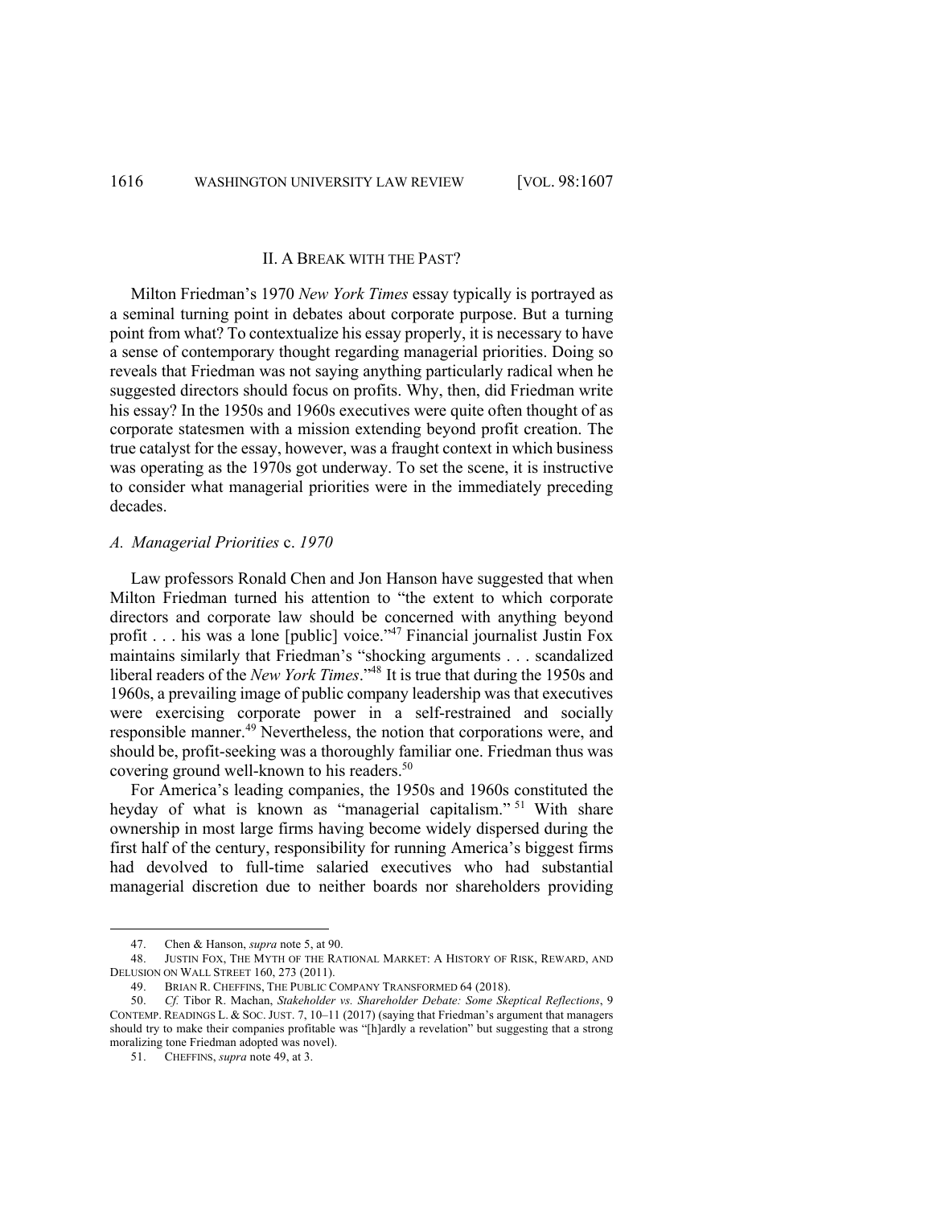## II. A BREAK WITH THE PAST?

Milton Friedman's 1970 *New York Times* essay typically is portrayed as a seminal turning point in debates about corporate purpose. But a turning point from what? To contextualize his essay properly, it is necessary to have a sense of contemporary thought regarding managerial priorities. Doing so reveals that Friedman was not saying anything particularly radical when he suggested directors should focus on profits. Why, then, did Friedman write his essay? In the 1950s and 1960s executives were quite often thought of as corporate statesmen with a mission extending beyond profit creation. The true catalyst for the essay, however, was a fraught context in which business was operating as the 1970s got underway. To set the scene, it is instructive to consider what managerial priorities were in the immediately preceding decades.

### *A. Managerial Priorities* c. *1970*

Law professors Ronald Chen and Jon Hanson have suggested that when Milton Friedman turned his attention to "the extent to which corporate directors and corporate law should be concerned with anything beyond profit . . . his was a lone [public] voice."[47] Financial journalist Justin Fox maintains similarly that Friedman's "shocking arguments . . . scandalized liberal readers of the *New York Times*."[48] It is true that during the 1950s and 1960s, a prevailing image of public company leadership was that executives were exercising corporate power in a self-restrained and socially responsible manner.[49] Nevertheless, the notion that corporations were, and should be, profit-seeking was a thoroughly familiar one. Friedman thus was covering ground well-known to his readers.[50]

For America's leading companies, the 1950s and 1960s constituted the heyday of what is known as "managerial capitalism."[51] With share ownership in most large firms having become widely dispersed during the first half of the century, responsibility for running America's biggest firms had devolved to full-time salaried executives who had substantial managerial discretion due to neither boards nor shareholders providing

---

47. Chen & Hanson, *supra* note 5, at 90.

48. JUSTIN FOX, THE MYTH OF THE RATIONAL MARKET: A HISTORY OF RISK, REWARD, AND DELUSION ON WALL STREET 160, 273 (2011).

49. BRIAN R. CHEFFINS, THE PUBLIC COMPANY TRANSFORMED 64 (2018).

50. *Cf.* Tibor R. Machan, *Stakeholder vs. Shareholder Debate: Some Skeptical Reflections*, 9 CONTEMP. READINGS L. & SOC. JUST. 7, 10–11 (2017) (saying that Friedman's argument that managers should try to make their companies profitable was "[h]ardly a revelation" but suggesting that a strong moralizing tone Friedman adopted was novel).

51. CHEFFINS, *supra* note 49, at 3.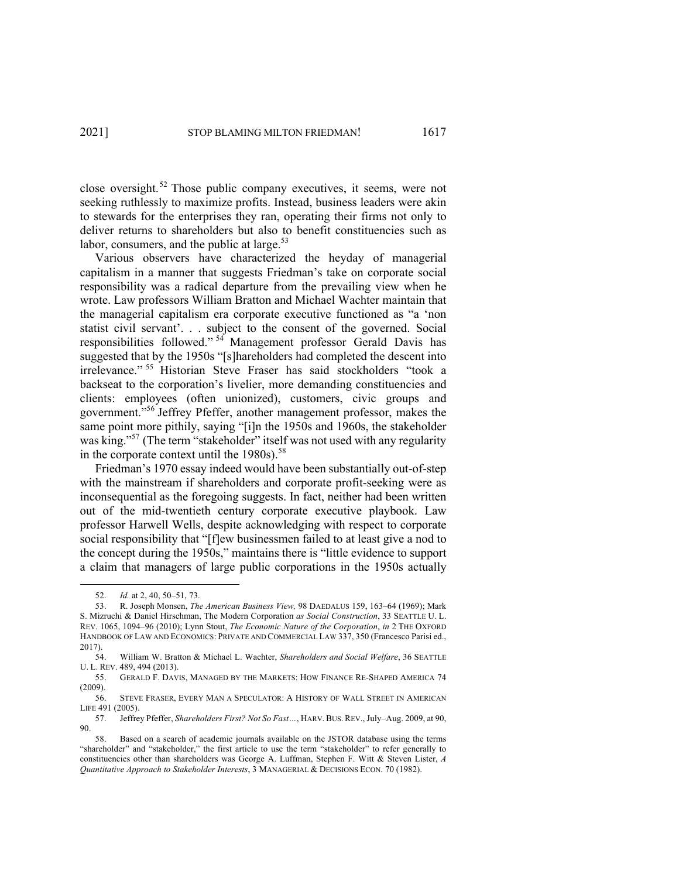close oversight.[52] Those public company executives, it seems, were not seeking ruthlessly to maximize profits. Instead, business leaders were akin to stewards for the enterprises they ran, operating their firms not only to deliver returns to shareholders but also to benefit constituencies such as labor, consumers, and the public at large.[53]

Various observers have characterized the heyday of managerial capitalism in a manner that suggests Friedman's take on corporate social responsibility was a radical departure from the prevailing view when he wrote. Law professors William Bratton and Michael Wachter maintain that the managerial capitalism era corporate executive functioned as "a 'non statist civil servant'. . . subject to the consent of the governed. Social responsibilities followed."[54] Management professor Gerald Davis has suggested that by the 1950s "[s]hareholders had completed the descent into irrelevance."[55] Historian Steve Fraser has said stockholders "took a backseat to the corporation's livelier, more demanding constituencies and clients: employees (often unionized), customers, civic groups and government."[56] Jeffrey Pfeffer, another management professor, makes the same point more pithily, saying "[i]n the 1950s and 1960s, the stakeholder was king."[57] (The term "stakeholder" itself was not used with any regularity in the corporate context until the 1980s).[58]

Friedman's 1970 essay indeed would have been substantially out-of-step with the mainstream if shareholders and corporate profit-seeking were as inconsequential as the foregoing suggests. In fact, neither had been written out of the mid-twentieth century corporate executive playbook. Law professor Harwell Wells, despite acknowledging with respect to corporate social responsibility that "[f]ew businessmen failed to at least give a nod to the concept during the 1950s," maintains there is "little evidence to support a claim that managers of large public corporations in the 1950s actually

---

52. *Id.* at 2, 40, 50–51, 73.

53. R. Joseph Monsen, *The American Business View,* 98 DAEDALUS 159, 163–64 (1969); Mark S. Mizruchi & Daniel Hirschman, The Modern Corporation *as Social Construction*, 33 SEATTLE U. L. REV. 1065, 1094–96 (2010); Lynn Stout, *The Economic Nature of the Corporation*, *in* 2 THE OXFORD HANDBOOK OF LAW AND ECONOMICS: PRIVATE AND COMMERCIAL LAW 337, 350 (Francesco Parisi ed., 2017).

54. William W. Bratton & Michael L. Wachter, *Shareholders and Social Welfare*, 36 SEATTLE U. L. REV. 489, 494 (2013).

55. GERALD F. DAVIS, MANAGED BY THE MARKETS: HOW FINANCE RE-SHAPED AMERICA 74 (2009).

56. STEVE FRASER, EVERY MAN A SPECULATOR: A HISTORY OF WALL STREET IN AMERICAN LIFE 491 (2005).

57. Jeffrey Pfeffer, *Shareholders First? Not So Fast…*, HARV. BUS. REV., July–Aug. 2009, at 90, 90.

58. Based on a search of academic journals available on the JSTOR database using the terms "shareholder" and "stakeholder," the first article to use the term "stakeholder" to refer generally to constituencies other than shareholders was George A. Luffman, Stephen F. Witt & Steven Lister, *A Quantitative Approach to Stakeholder Interests*, 3 MANAGERIAL & DECISIONS ECON. 70 (1982).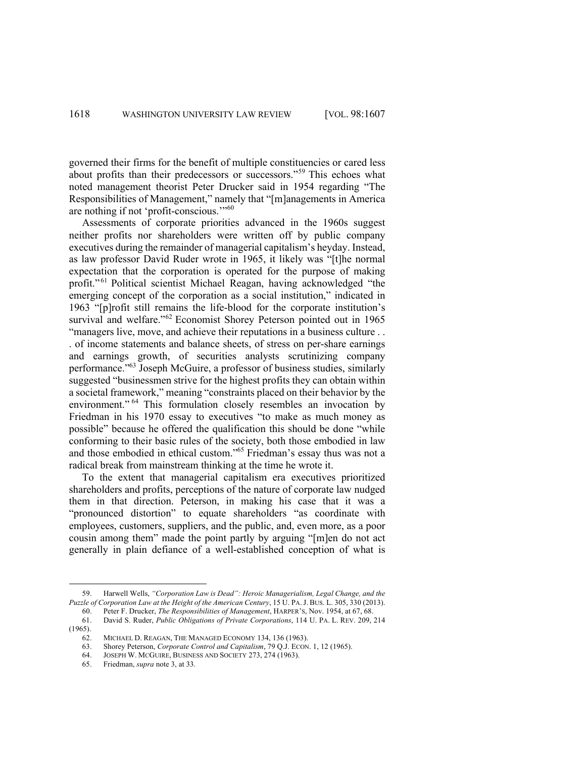governed their firms for the benefit of multiple constituencies or cared less about profits than their predecessors or successors."[59] This echoes what noted management theorist Peter Drucker said in 1954 regarding "The Responsibilities of Management," namely that "[m]anagements in America are nothing if not 'profit-conscious.'"[60]

Assessments of corporate priorities advanced in the 1960s suggest neither profits nor shareholders were written off by public company executives during the remainder of managerial capitalism's heyday. Instead, as law professor David Ruder wrote in 1965, it likely was "[t]he normal expectation that the corporation is operated for the purpose of making profit."[61] Political scientist Michael Reagan, having acknowledged "the emerging concept of the corporation as a social institution," indicated in 1963 "[p]rofit still remains the life-blood for the corporate institution's survival and welfare."[62] Economist Shorey Peterson pointed out in 1965 "managers live, move, and achieve their reputations in a business culture . . . of income statements and balance sheets, of stress on per-share earnings and earnings growth, of securities analysts scrutinizing company performance."[63] Joseph McGuire, a professor of business studies, similarly suggested "businessmen strive for the highest profits they can obtain within a societal framework," meaning "constraints placed on their behavior by the environment."[64] This formulation closely resembles an invocation by Friedman in his 1970 essay to executives "to make as much money as possible" because he offered the qualification this should be done "while conforming to their basic rules of the society, both those embodied in law and those embodied in ethical custom."[65] Friedman's essay thus was not a radical break from mainstream thinking at the time he wrote it.

To the extent that managerial capitalism era executives prioritized shareholders and profits, perceptions of the nature of corporate law nudged them in that direction. Peterson, in making his case that it was a "pronounced distortion" to equate shareholders "as coordinate with employees, customers, suppliers, and the public, and, even more, as a poor cousin among them" made the point partly by arguing "[m]en do not act generally in plain defiance of a well-established conception of what is

---

59. Harwell Wells, *"Corporation Law is Dead": Heroic Managerialism, Legal Change, and the Puzzle of Corporation Law at the Height of the American Century*, 15 U. PA. J. BUS. L. 305, 330 (2013).

60. Peter F. Drucker, *The Responsibilities of Management*, HARPER'S, Nov. 1954, at 67, 68.

61. David S. Ruder, *Public Obligations of Private Corporations*, 114 U. PA. L. REV. 209, 214 (1965).

62. MICHAEL D. REAGAN, THE MANAGED ECONOMY 134, 136 (1963).

63. Shorey Peterson, *Corporate Control and Capitalism*, 79 Q.J. ECON. 1, 12 (1965).

64. JOSEPH W. MCGUIRE, BUSINESS AND SOCIETY 273, 274 (1963).

65. Friedman, *supra* note 3, at 33.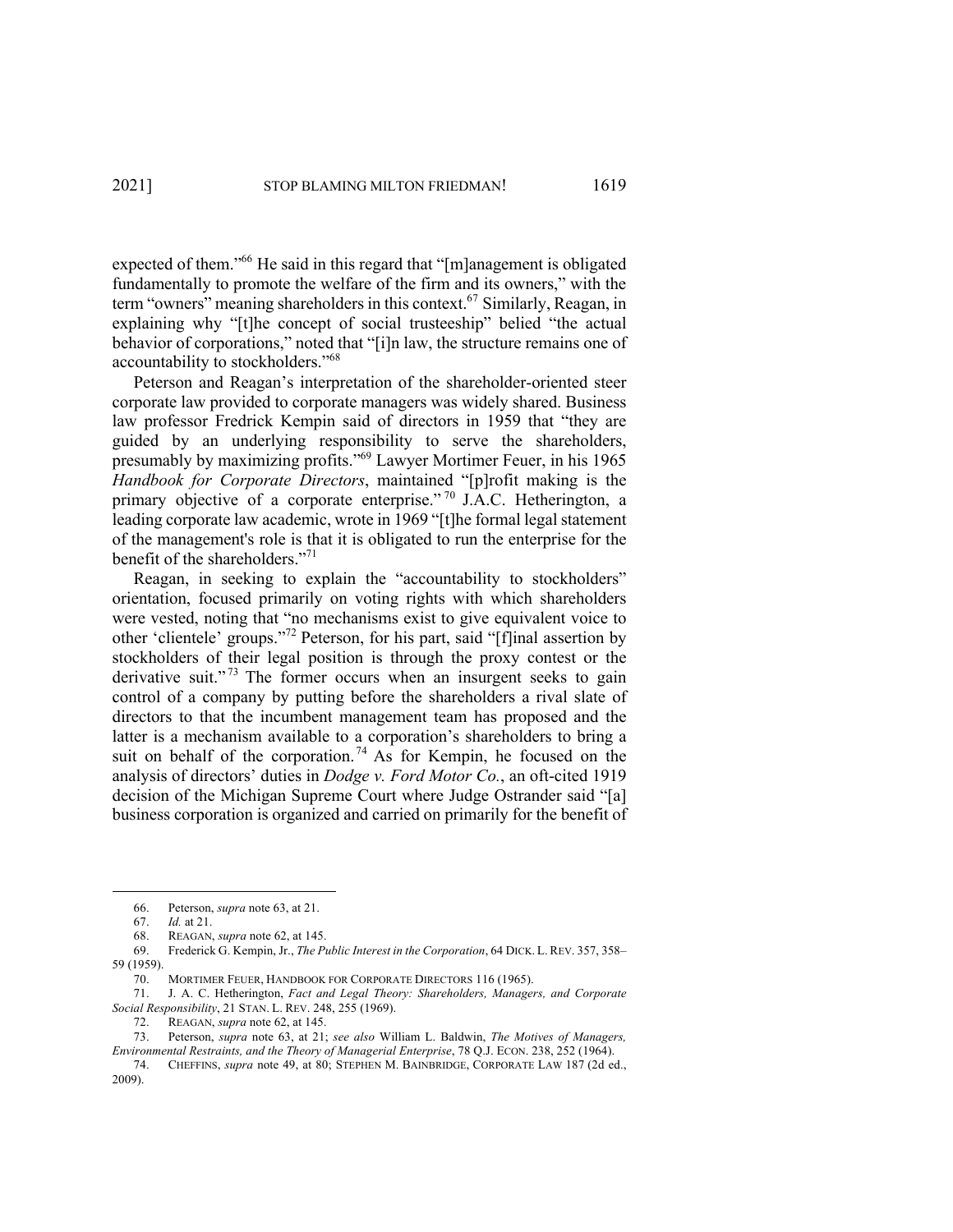expected of them."[66] He said in this regard that "[m]anagement is obligated fundamentally to promote the welfare of the firm and its owners," with the term "owners" meaning shareholders in this context.[67] Similarly, Reagan, in explaining why "[t]he concept of social trusteeship" belied "the actual behavior of corporations," noted that "[i]n law, the structure remains one of accountability to stockholders."[68]

Peterson and Reagan's interpretation of the shareholder-oriented steer corporate law provided to corporate managers was widely shared. Business law professor Fredrick Kempin said of directors in 1959 that "they are guided by an underlying responsibility to serve the shareholders, presumably by maximizing profits."[69] Lawyer Mortimer Feuer, in his 1965 *Handbook for Corporate Directors*, maintained "[p]rofit making is the primary objective of a corporate enterprise."[70] J.A.C. Hetherington, a leading corporate law academic, wrote in 1969 "[t]he formal legal statement of the management's role is that it is obligated to run the enterprise for the benefit of the shareholders."[71]

Reagan, in seeking to explain the "accountability to stockholders" orientation, focused primarily on voting rights with which shareholders were vested, noting that "no mechanisms exist to give equivalent voice to other 'clientele' groups."[72] Peterson, for his part, said "[f]inal assertion by stockholders of their legal position is through the proxy contest or the derivative suit."[73] The former occurs when an insurgent seeks to gain control of a company by putting before the shareholders a rival slate of directors to that the incumbent management team has proposed and the latter is a mechanism available to a corporation's shareholders to bring a suit on behalf of the corporation.[74] As for Kempin, he focused on the analysis of directors' duties in *Dodge v. Ford Motor Co.*, an oft-cited 1919 decision of the Michigan Supreme Court where Judge Ostrander said "[a] business corporation is organized and carried on primarily for the benefit of

---

66. Peterson, *supra* note 63, at 21.

67. *Id.* at 21.

68. REAGAN, *supra* note 62, at 145.

69. Frederick G. Kempin, Jr., *The Public Interest in the Corporation*, 64 DICK. L. REV. 357, 358–59 (1959).

70. MORTIMER FEUER, HANDBOOK FOR CORPORATE DIRECTORS 116 (1965).

71. J. A. C. Hetherington, *Fact and Legal Theory: Shareholders, Managers, and Corporate Social Responsibility*, 21 STAN. L. REV. 248, 255 (1969).

72. REAGAN, *supra* note 62, at 145.

73. Peterson, *supra* note 63, at 21; *see also* William L. Baldwin, *The Motives of Managers, Environmental Restraints, and the Theory of Managerial Enterprise*, 78 Q.J. ECON. 238, 252 (1964).

74. CHEFFINS, *supra* note 49, at 80; STEPHEN M. BAINBRIDGE, CORPORATE LAW 187 (2d ed., 2009).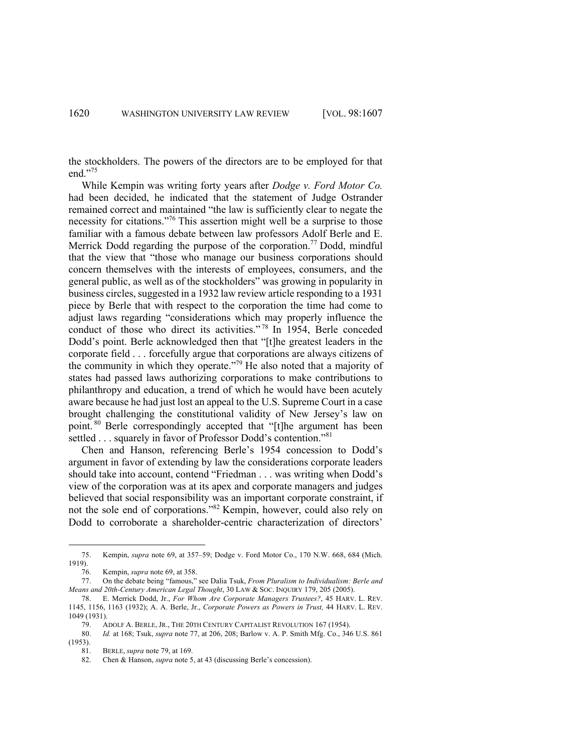the stockholders. The powers of the directors are to be employed for that end."[75]

While Kempin was writing forty years after *Dodge v. Ford Motor Co.* had been decided, he indicated that the statement of Judge Ostrander remained correct and maintained "the law is sufficiently clear to negate the necessity for citations."[76] This assertion might well be a surprise to those familiar with a famous debate between law professors Adolf Berle and E. Merrick Dodd regarding the purpose of the corporation.[77] Dodd, mindful that the view that "those who manage our business corporations should concern themselves with the interests of employees, consumers, and the general public, as well as of the stockholders" was growing in popularity in business circles, suggested in a 1932 law review article responding to a 1931 piece by Berle that with respect to the corporation the time had come to adjust laws regarding "considerations which may properly influence the conduct of those who direct its activities."[78] In 1954, Berle conceded Dodd's point. Berle acknowledged then that "[t]he greatest leaders in the corporate field . . . forcefully argue that corporations are always citizens of the community in which they operate."[79] He also noted that a majority of states had passed laws authorizing corporations to make contributions to philanthropy and education, a trend of which he would have been acutely aware because he had just lost an appeal to the U.S. Supreme Court in a case brought challenging the constitutional validity of New Jersey's law on point.[80] Berle correspondingly accepted that "[t]he argument has been settled . . . squarely in favor of Professor Dodd's contention."[81]

Chen and Hanson, referencing Berle's 1954 concession to Dodd's argument in favor of extending by law the considerations corporate leaders should take into account, contend "Friedman . . . was writing when Dodd's view of the corporation was at its apex and corporate managers and judges believed that social responsibility was an important corporate constraint, if not the sole end of corporations."[82] Kempin, however, could also rely on Dodd to corroborate a shareholder-centric characterization of directors'

---

75. Kempin, *supra* note 69, at 357–59; Dodge v. Ford Motor Co., 170 N.W. 668, 684 (Mich. 1919).

76. Kempin, *supra* note 69, at 358.

77. On the debate being "famous," see Dalia Tsuk, *From Pluralism to Individualism: Berle and Means and 20th-Century American Legal Thought*, 30 LAW & SOC. INQUIRY 179, 205 (2005).

78. E. Merrick Dodd, Jr., *For Whom Are Corporate Managers Trustees?*, 45 HARV. L. REV. 1145, 1156, 1163 (1932); A. A. Berle, Jr., *Corporate Powers as Powers in Trust,* 44 HARV. L. REV. 1049 (1931).

79. ADOLF A. BERLE, JR., THE 20TH CENTURY CAPITALIST REVOLUTION 167 (1954).

80. *Id.* at 168; Tsuk, *supra* note 77, at 206, 208; Barlow v. A. P. Smith Mfg. Co., 346 U.S. 861 (1953).

81. BERLE, *supra* note 79, at 169.

82. Chen & Hanson, *supra* note 5, at 43 (discussing Berle's concession).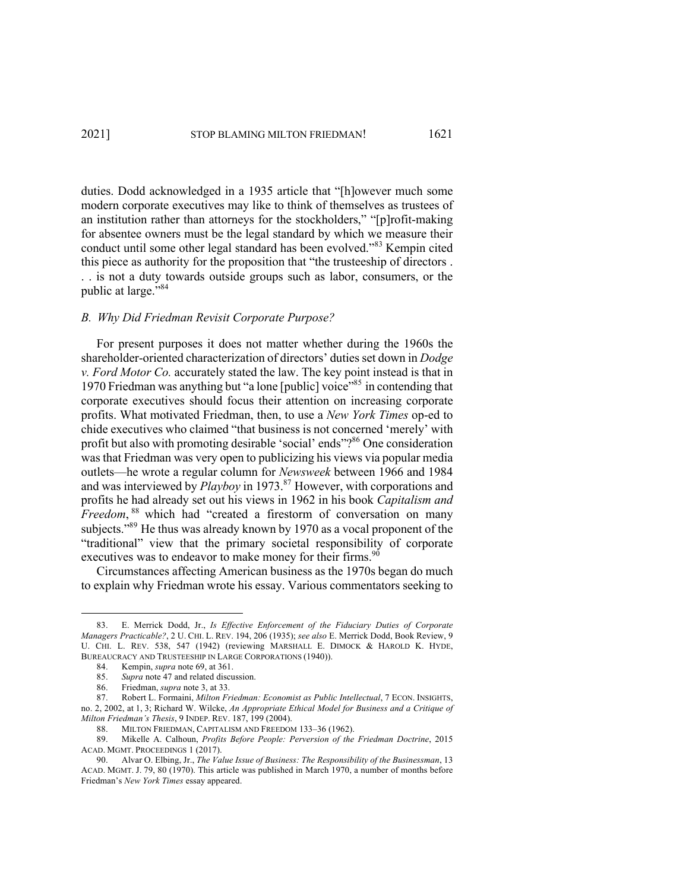duties. Dodd acknowledged in a 1935 article that "[h]owever much some modern corporate executives may like to think of themselves as trustees of an institution rather than attorneys for the stockholders," "[p]rofit-making for absentee owners must be the legal standard by which we measure their conduct until some other legal standard has been evolved."[83] Kempin cited this piece as authority for the proposition that "the trusteeship of directors . . . is not a duty towards outside groups such as labor, consumers, or the public at large."[84]

### *B. Why Did Friedman Revisit Corporate Purpose?*

For present purposes it does not matter whether during the 1960s the shareholder-oriented characterization of directors' duties set down in *Dodge v. Ford Motor Co.* accurately stated the law. The key point instead is that in 1970 Friedman was anything but "a lone [public] voice"[85] in contending that corporate executives should focus their attention on increasing corporate profits. What motivated Friedman, then, to use a *New York Times* op-ed to chide executives who claimed "that business is not concerned 'merely' with profit but also with promoting desirable 'social' ends"?[86] One consideration was that Friedman was very open to publicizing his views via popular media outlets—he wrote a regular column for *Newsweek* between 1966 and 1984 and was interviewed by *Playboy* in 1973.[87] However, with corporations and profits he had already set out his views in 1962 in his book *Capitalism and Freedom*,[88] which had "created a firestorm of conversation on many subjects."[89] He thus was already known by 1970 as a vocal proponent of the "traditional" view that the primary societal responsibility of corporate executives was to endeavor to make money for their firms.[90]

Circumstances affecting American business as the 1970s began do much to explain why Friedman wrote his essay. Various commentators seeking to

---

83. E. Merrick Dodd, Jr., *Is Effective Enforcement of the Fiduciary Duties of Corporate Managers Practicable?*, 2 U. CHI. L. REV. 194, 206 (1935); *see also* E. Merrick Dodd, Book Review, 9 U. CHI. L. REV. 538, 547 (1942) (reviewing MARSHALL E. DIMOCK & HAROLD K. HYDE, BUREAUCRACY AND TRUSTEESHIP IN LARGE CORPORATIONS (1940)).

84. Kempin, *supra* note 69, at 361.

85. *Supra* note 47 and related discussion.

86. Friedman, *supra* note 3, at 33.

87. Robert L. Formaini, *Milton Friedman: Economist as Public Intellectual*, 7 ECON. INSIGHTS, no. 2, 2002, at 1, 3; Richard W. Wilcke, *An Appropriate Ethical Model for Business and a Critique of Milton Friedman's Thesis*, 9 INDEP. REV. 187, 199 (2004).

88. MILTON FRIEDMAN, CAPITALISM AND FREEDOM 133–36 (1962).

89. Mikelle A. Calhoun, *Profits Before People: Perversion of the Friedman Doctrine*, 2015 ACAD. MGMT. PROCEEDINGS 1 (2017).

90. Alvar O. Elbing, Jr., *The Value Issue of Business: The Responsibility of the Businessman*, 13 ACAD. MGMT. J. 79, 80 (1970). This article was published in March 1970, a number of months before Friedman's *New York Times* essay appeared.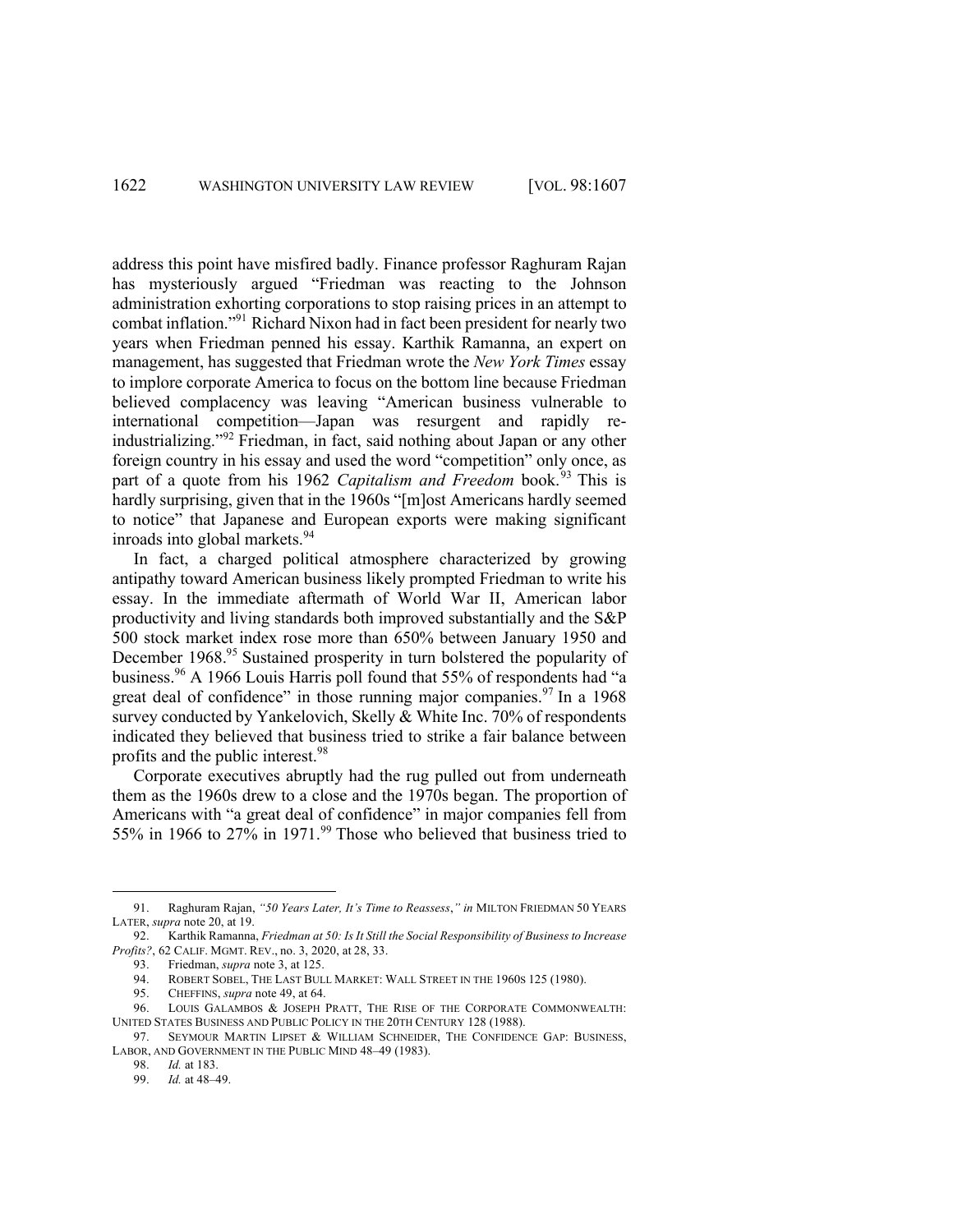address this point have misfired badly. Finance professor Raghuram Rajan has mysteriously argued "Friedman was reacting to the Johnson administration exhorting corporations to stop raising prices in an attempt to combat inflation."[91] Richard Nixon had in fact been president for nearly two years when Friedman penned his essay. Karthik Ramanna, an expert on management, has suggested that Friedman wrote the *New York Times* essay to implore corporate America to focus on the bottom line because Friedman believed complacency was leaving "American business vulnerable to international competition—Japan was resurgent and rapidly re-industrializing."[92] Friedman, in fact, said nothing about Japan or any other foreign country in his essay and used the word "competition" only once, as part of a quote from his 1962 *Capitalism and Freedom* book.[93] This is hardly surprising, given that in the 1960s "[m]ost Americans hardly seemed to notice" that Japanese and European exports were making significant inroads into global markets.[94]

In fact, a charged political atmosphere characterized by growing antipathy toward American business likely prompted Friedman to write his essay. In the immediate aftermath of World War II, American labor productivity and living standards both improved substantially and the S&P 500 stock market index rose more than 650% between January 1950 and December 1968.[95] Sustained prosperity in turn bolstered the popularity of business.[96] A 1966 Louis Harris poll found that 55% of respondents had "a great deal of confidence" in those running major companies.[97] In a 1968 survey conducted by Yankelovich, Skelly & White Inc. 70% of respondents indicated they believed that business tried to strike a fair balance between profits and the public interest.[98]

Corporate executives abruptly had the rug pulled out from underneath them as the 1960s drew to a close and the 1970s began. The proportion of Americans with "a great deal of confidence" in major companies fell from 55% in 1966 to 27% in 1971.[99] Those who believed that business tried to

---

91. Raghuram Rajan, *"50 Years Later, It's Time to Reassess," in* MILTON FRIEDMAN 50 YEARS LATER, *supra* note 20, at 19.

92. Karthik Ramanna, *Friedman at 50: Is It Still the Social Responsibility of Business to Increase Profits?*, 62 CALIF. MGMT. REV., no. 3, 2020, at 28, 33.

93. Friedman, *supra* note 3, at 125.

94. ROBERT SOBEL, THE LAST BULL MARKET: WALL STREET IN THE 1960S 125 (1980).

95. CHEFFINS, *supra* note 49, at 64.

96. LOUIS GALAMBOS & JOSEPH PRATT, THE RISE OF THE CORPORATE COMMONWEALTH: UNITED STATES BUSINESS AND PUBLIC POLICY IN THE 20TH CENTURY 128 (1988).

97. SEYMOUR MARTIN LIPSET & WILLIAM SCHNEIDER, THE CONFIDENCE GAP: BUSINESS, LABOR, AND GOVERNMENT IN THE PUBLIC MIND 48–49 (1983).

98. *Id.* at 183.

99. *Id.* at 48–49.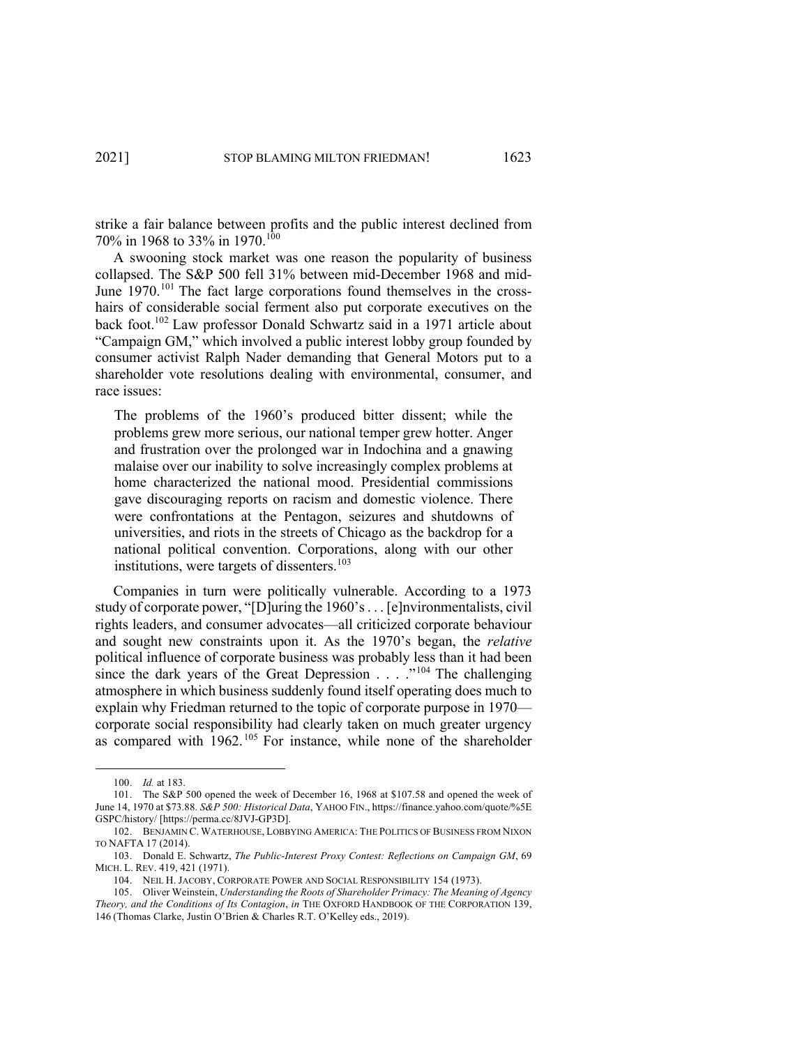strike a fair balance between profits and the public interest declined from 70% in 1968 to 33% in 1970.[100]

A swooning stock market was one reason the popularity of business collapsed. The S&P 500 fell 31% between mid-December 1968 and mid-June 1970.[101] The fact large corporations found themselves in the cross-hairs of considerable social ferment also put corporate executives on the back foot.[102] Law professor Donald Schwartz said in a 1971 article about "Campaign GM," which involved a public interest lobby group founded by consumer activist Ralph Nader demanding that General Motors put to a shareholder vote resolutions dealing with environmental, consumer, and race issues:

> The problems of the 1960's produced bitter dissent; while the problems grew more serious, our national temper grew hotter. Anger and frustration over the prolonged war in Indochina and a gnawing malaise over our inability to solve increasingly complex problems at home characterized the national mood. Presidential commissions gave discouraging reports on racism and domestic violence. There were confrontations at the Pentagon, seizures and shutdowns of universities, and riots in the streets of Chicago as the backdrop for a national political convention. Corporations, along with our other institutions, were targets of dissenters.[103]

Companies in turn were politically vulnerable. According to a 1973 study of corporate power, "[D]uring the 1960's . . . [e]nvironmentalists, civil rights leaders, and consumer advocates—all criticized corporate behaviour and sought new constraints upon it. As the 1970's began, the *relative* political influence of corporate business was probably less than it had been since the dark years of the Great Depression . . . ."[104] The challenging atmosphere in which business suddenly found itself operating does much to explain why Friedman returned to the topic of corporate purpose in 1970—corporate social responsibility had clearly taken on much greater urgency as compared with 1962.[105] For instance, while none of the shareholder

---

100. *Id.* at 183.

101. The S&P 500 opened the week of December 16, 1968 at $107.58 and opened the week of June 14, 1970 at $73.88. *S&P 500: Historical Data*, YAHOO FIN., https://finance.yahoo.com/quote/%5EGSPC/history/ [https://perma.cc/8JVJ-GP3D].

102. BENJAMIN C. WATERHOUSE, LOBBYING AMERICA: THE POLITICS OF BUSINESS FROM NIXON TO NAFTA 17 (2014).

103. Donald E. Schwartz, *The Public-Interest Proxy Contest: Reflections on Campaign GM*, 69 MICH. L. REV. 419, 421 (1971).

104. NEIL H. JACOBY, CORPORATE POWER AND SOCIAL RESPONSIBILITY 154 (1973).

105. Oliver Weinstein, *Understanding the Roots of Shareholder Primacy: The Meaning of Agency Theory, and the Conditions of Its Contagion*, *in* THE OXFORD HANDBOOK OF THE CORPORATION 139, 146 (Thomas Clarke, Justin O'Brien & Charles R.T. O'Kelley eds., 2019).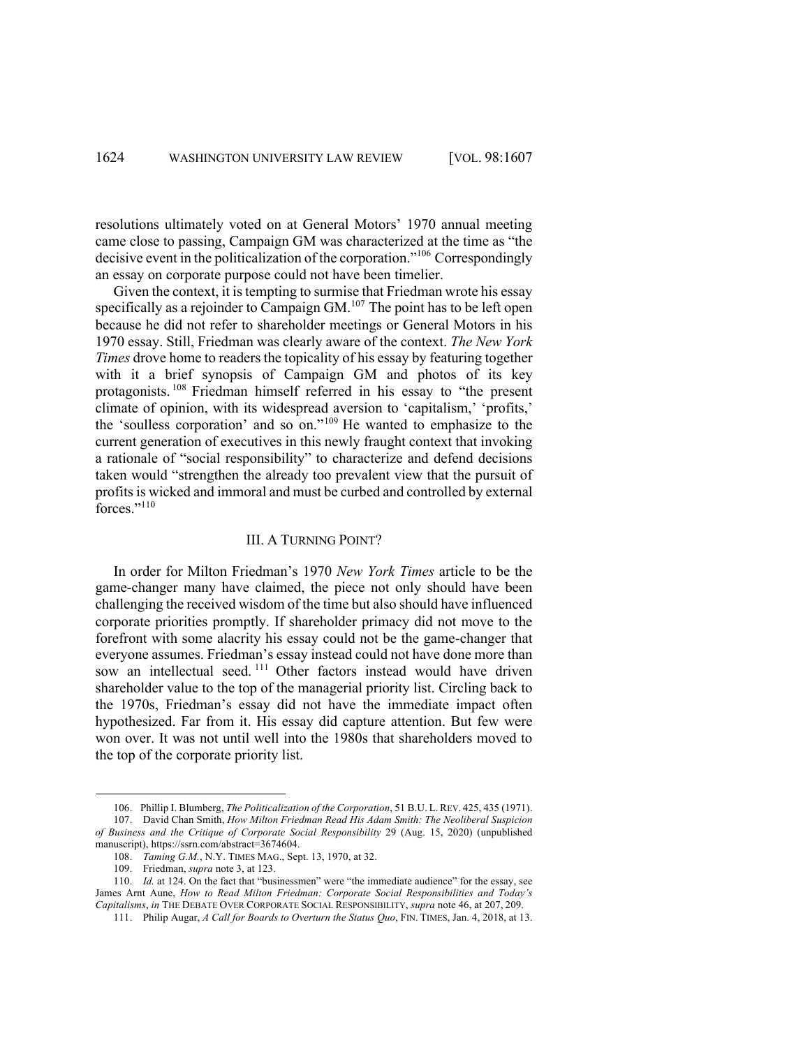resolutions ultimately voted on at General Motors' 1970 annual meeting came close to passing, Campaign GM was characterized at the time as "the decisive event in the politicalization of the corporation."[106] Correspondingly an essay on corporate purpose could not have been timelier.

Given the context, it is tempting to surmise that Friedman wrote his essay specifically as a rejoinder to Campaign GM.[107] The point has to be left open because he did not refer to shareholder meetings or General Motors in his 1970 essay. Still, Friedman was clearly aware of the context. *The New York Times* drove home to readers the topicality of his essay by featuring together with it a brief synopsis of Campaign GM and photos of its key protagonists.[108] Friedman himself referred in his essay to "the present climate of opinion, with its widespread aversion to 'capitalism,' 'profits,' the 'soulless corporation' and so on."[109] He wanted to emphasize to the current generation of executives in this newly fraught context that invoking a rationale of "social responsibility" to characterize and defend decisions taken would "strengthen the already too prevalent view that the pursuit of profits is wicked and immoral and must be curbed and controlled by external forces."[110]

## III. A TURNING POINT?

In order for Milton Friedman's 1970 *New York Times* article to be the game-changer many have claimed, the piece not only should have been challenging the received wisdom of the time but also should have influenced corporate priorities promptly. If shareholder primacy did not move to the forefront with some alacrity his essay could not be the game-changer that everyone assumes. Friedman's essay instead could not have done more than sow an intellectual seed.[111] Other factors instead would have driven shareholder value to the top of the managerial priority list. Circling back to the 1970s, Friedman's essay did not have the immediate impact often hypothesized. Far from it. His essay did capture attention. But few were won over. It was not until well into the 1980s that shareholders moved to the top of the corporate priority list.

---

106. Phillip I. Blumberg, *The Politicalization of the Corporation*, 51 B.U. L. REV. 425, 435 (1971).

107. David Chan Smith, *How Milton Friedman Read His Adam Smith: The Neoliberal Suspicion of Business and the Critique of Corporate Social Responsibility* 29 (Aug. 15, 2020) (unpublished manuscript), https://ssrn.com/abstract=3674604.

108. *Taming G.M.*, N.Y. TIMES MAG., Sept. 13, 1970, at 32.

109. Friedman, *supra* note 3, at 123.

110. *Id.* at 124. On the fact that "businessmen" were "the immediate audience" for the essay, see James Arnt Aune, *How to Read Milton Friedman: Corporate Social Responsibilities and Today's Capitalisms*, *in* THE DEBATE OVER CORPORATE SOCIAL RESPONSIBILITY, *supra* note 46, at 207, 209.

111. Philip Augar, *A Call for Boards to Overturn the Status Quo*, FIN. TIMES, Jan. 4, 2018, at 13.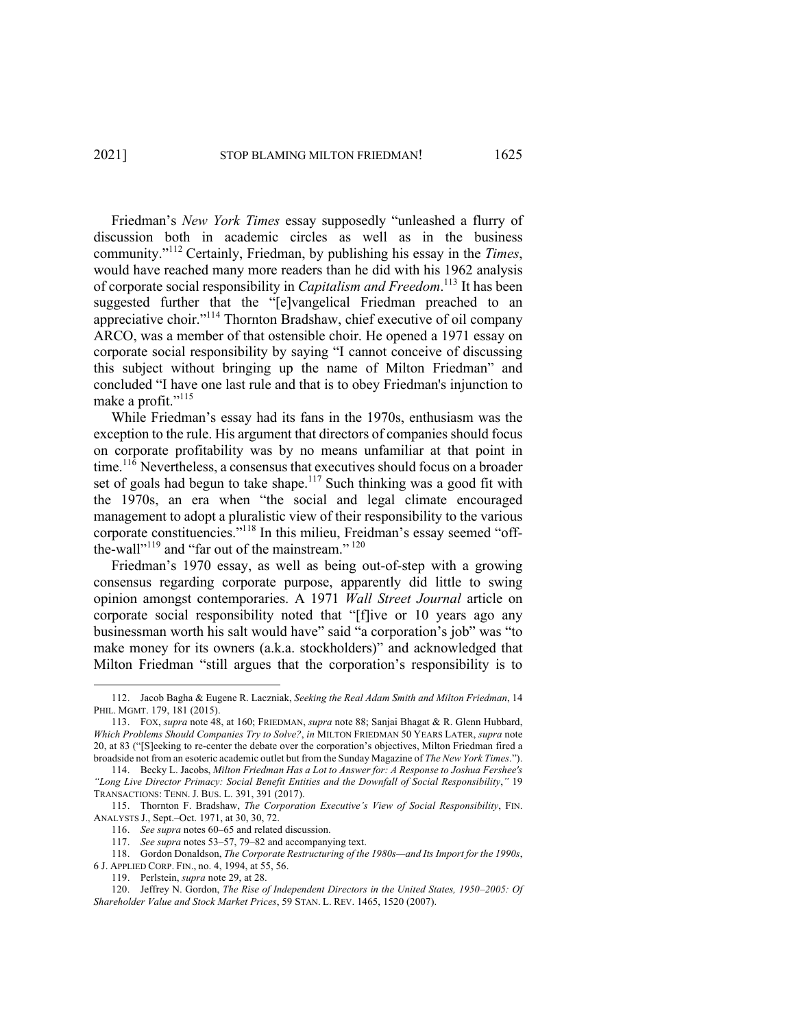Friedman's *New York Times* essay supposedly "unleashed a flurry of discussion both in academic circles as well as in the business community."[112] Certainly, Friedman, by publishing his essay in the *Times*, would have reached many more readers than he did with his 1962 analysis of corporate social responsibility in *Capitalism and Freedom*.[113] It has been suggested further that the "[e]vangelical Friedman preached to an appreciative choir."[114] Thornton Bradshaw, chief executive of oil company ARCO, was a member of that ostensible choir. He opened a 1971 essay on corporate social responsibility by saying "I cannot conceive of discussing this subject without bringing up the name of Milton Friedman" and concluded "I have one last rule and that is to obey Friedman's injunction to make a profit."[115]

While Friedman's essay had its fans in the 1970s, enthusiasm was the exception to the rule. His argument that directors of companies should focus on corporate profitability was by no means unfamiliar at that point in time.[116] Nevertheless, a consensus that executives should focus on a broader set of goals had begun to take shape.[117] Such thinking was a good fit with the 1970s, an era when "the social and legal climate encouraged management to adopt a pluralistic view of their responsibility to the various corporate constituencies."[118] In this milieu, Freidman's essay seemed "off-the-wall"[119] and "far out of the mainstream."[120]

Friedman's 1970 essay, as well as being out-of-step with a growing consensus regarding corporate purpose, apparently did little to swing opinion amongst contemporaries. A 1971 *Wall Street Journal* article on corporate social responsibility noted that "[f]ive or 10 years ago any businessman worth his salt would have" said "a corporation's job" was "to make money for its owners (a.k.a. stockholders)" and acknowledged that Milton Friedman "still argues that the corporation's responsibility is to

---

112. Jacob Bagha & Eugene R. Laczniak, *Seeking the Real Adam Smith and Milton Friedman*, 14 PHIL. MGMT. 179, 181 (2015).

113. FOX, *supra* note 48, at 160; FRIEDMAN, *supra* note 88; Sanjai Bhagat & R. Glenn Hubbard, *Which Problems Should Companies Try to Solve?*, *in* MILTON FRIEDMAN 50 YEARS LATER, *supra* note 20, at 83 ("[S]eeking to re-center the debate over the corporation's objectives, Milton Friedman fired a broadside not from an esoteric academic outlet but from the Sunday Magazine of *The New York Times*.").

114. Becky L. Jacobs, *Milton Friedman Has a Lot to Answer for: A Response to Joshua Fershee's "Long Live Director Primacy: Social Benefit Entities and the Downfall of Social Responsibility*,*"* 19 TRANSACTIONS: TENN. J. BUS. L. 391, 391 (2017).

115. Thornton F. Bradshaw, *The Corporation Executive's View of Social Responsibility*, FIN. ANALYSTS J., Sept.–Oct. 1971, at 30, 30, 72.

116. *See supra* notes 60–65 and related discussion.

117. *See supra* notes 53–57, 79–82 and accompanying text.

118. Gordon Donaldson, *The Corporate Restructuring of the 1980s—and Its Import for the 1990s*, 6 J. APPLIED CORP. FIN., no. 4, 1994, at 55, 56.

119. Perlstein, *supra* note 29, at 28.

120. Jeffrey N. Gordon, *The Rise of Independent Directors in the United States, 1950–2005: Of Shareholder Value and Stock Market Prices*, 59 STAN. L. REV. 1465, 1520 (2007).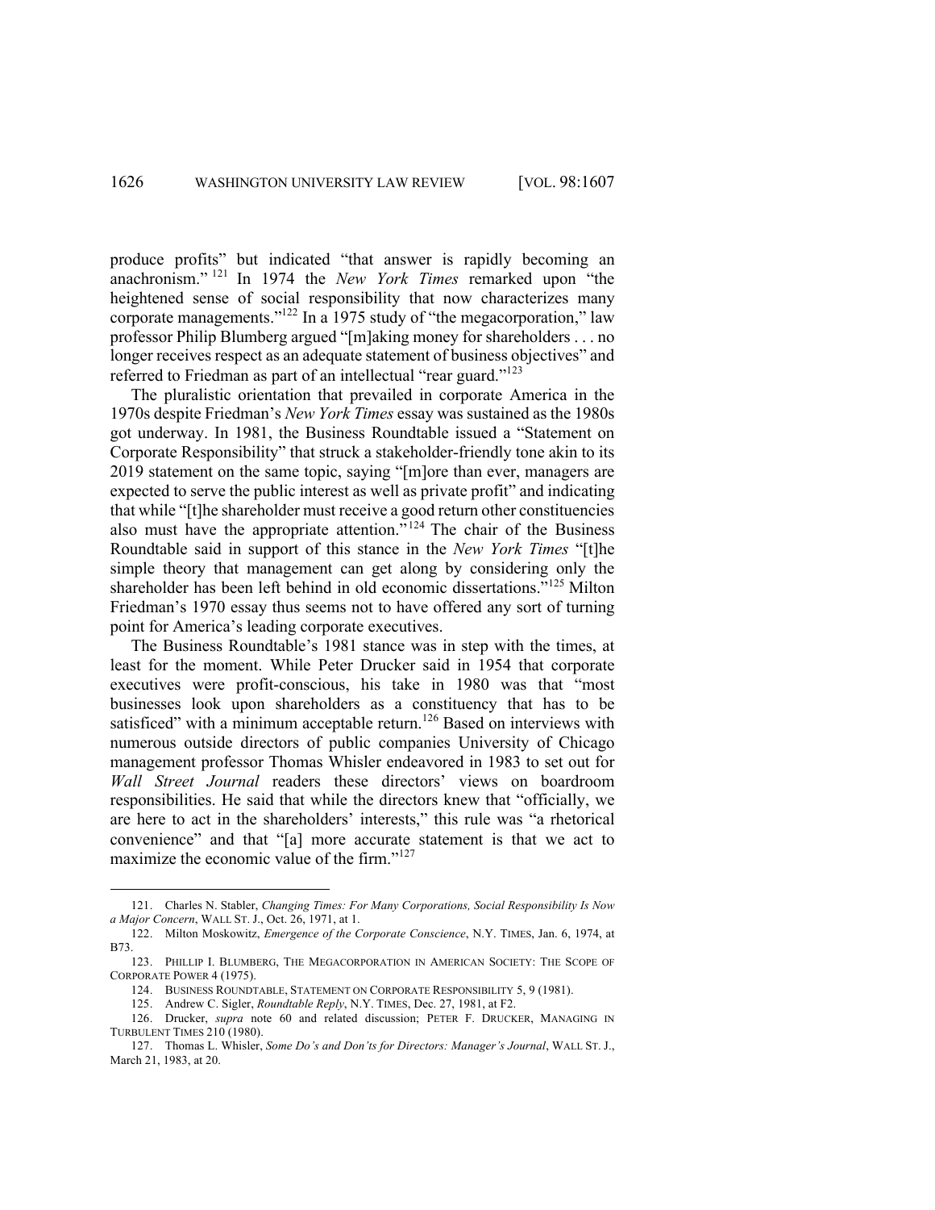produce profits" but indicated "that answer is rapidly becoming an anachronism."[121] In 1974 the *New York Times* remarked upon "the heightened sense of social responsibility that now characterizes many corporate managements."[122] In a 1975 study of "the megacorporation," law professor Philip Blumberg argued "[m]aking money for shareholders . . . no longer receives respect as an adequate statement of business objectives" and referred to Friedman as part of an intellectual "rear guard."[123]

The pluralistic orientation that prevailed in corporate America in the 1970s despite Friedman's *New York Times* essay was sustained as the 1980s got underway. In 1981, the Business Roundtable issued a "Statement on Corporate Responsibility" that struck a stakeholder-friendly tone akin to its 2019 statement on the same topic, saying "[m]ore than ever, managers are expected to serve the public interest as well as private profit" and indicating that while "[t]he shareholder must receive a good return other constituencies also must have the appropriate attention."[124] The chair of the Business Roundtable said in support of this stance in the *New York Times* "[t]he simple theory that management can get along by considering only the shareholder has been left behind in old economic dissertations."[125] Milton Friedman's 1970 essay thus seems not to have offered any sort of turning point for America's leading corporate executives.

The Business Roundtable's 1981 stance was in step with the times, at least for the moment. While Peter Drucker said in 1954 that corporate executives were profit-conscious, his take in 1980 was that "most businesses look upon shareholders as a constituency that has to be satisficed" with a minimum acceptable return.[126] Based on interviews with numerous outside directors of public companies University of Chicago management professor Thomas Whisler endeavored in 1983 to set out for *Wall Street Journal* readers these directors' views on boardroom responsibilities. He said that while the directors knew that "officially, we are here to act in the shareholders' interests," this rule was "a rhetorical convenience" and that "[a] more accurate statement is that we act to maximize the economic value of the firm."[127]

---

121. Charles N. Stabler, *Changing Times: For Many Corporations, Social Responsibility Is Now a Major Concern*, WALL ST. J., Oct. 26, 1971, at 1.

122. Milton Moskowitz, *Emergence of the Corporate Conscience*, N.Y. TIMES, Jan. 6, 1974, at B73.

123. PHILLIP I. BLUMBERG, THE MEGACORPORATION IN AMERICAN SOCIETY: THE SCOPE OF CORPORATE POWER 4 (1975).

124. BUSINESS ROUNDTABLE, STATEMENT ON CORPORATE RESPONSIBILITY 5, 9 (1981).

125. Andrew C. Sigler, *Roundtable Reply*, N.Y. TIMES, Dec. 27, 1981, at F2.

126. Drucker, *supra* note 60 and related discussion; PETER F. DRUCKER, MANAGING IN TURBULENT TIMES 210 (1980).

127. Thomas L. Whisler, *Some Do's and Don'ts for Directors: Manager's Journal*, WALL ST. J., March 21, 1983, at 20.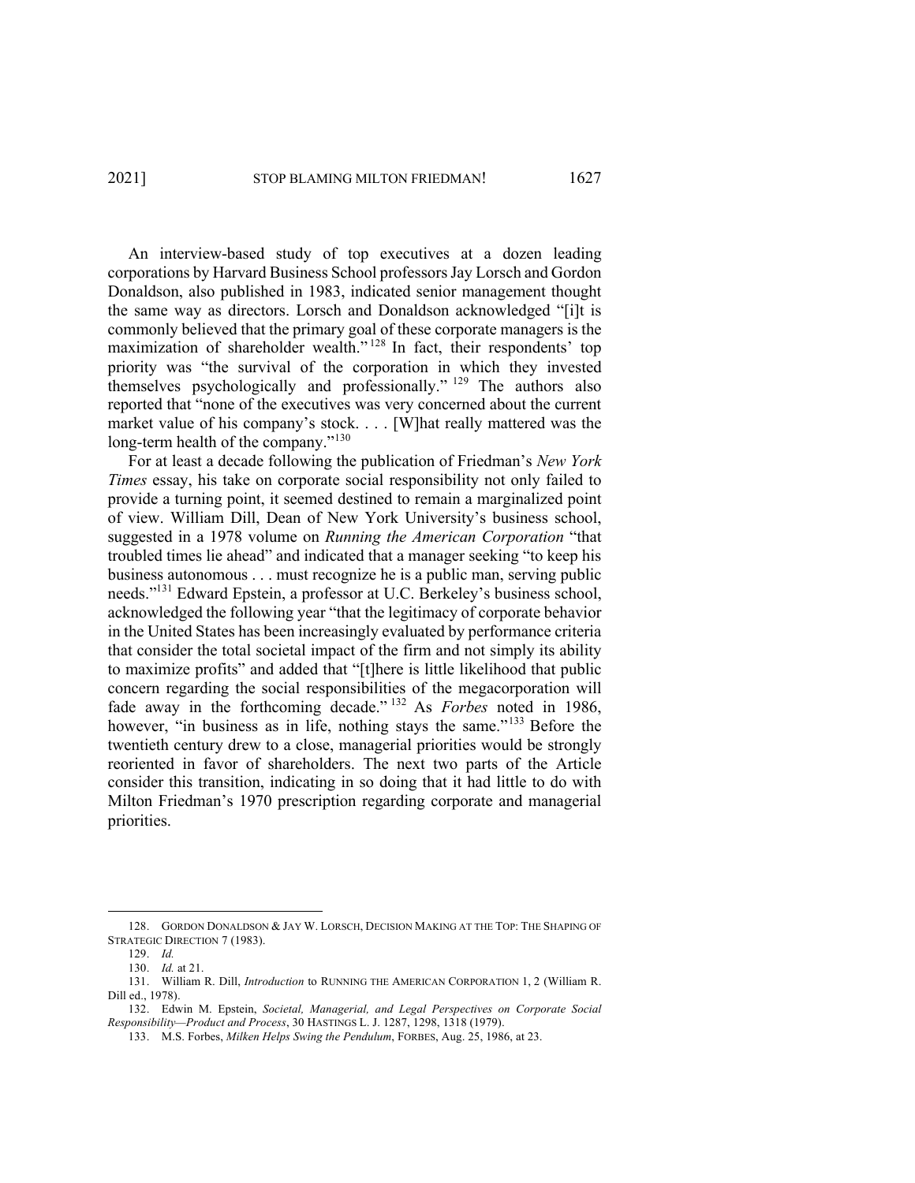An interview-based study of top executives at a dozen leading corporations by Harvard Business School professors Jay Lorsch and Gordon Donaldson, also published in 1983, indicated senior management thought the same way as directors. Lorsch and Donaldson acknowledged "[i]t is commonly believed that the primary goal of these corporate managers is the maximization of shareholder wealth."[128] In fact, their respondents' top priority was "the survival of the corporation in which they invested themselves psychologically and professionally."[129] The authors also reported that "none of the executives was very concerned about the current market value of his company's stock. . . . [W]hat really mattered was the long-term health of the company."[130]

For at least a decade following the publication of Friedman's *New York Times* essay, his take on corporate social responsibility not only failed to provide a turning point, it seemed destined to remain a marginalized point of view. William Dill, Dean of New York University's business school, suggested in a 1978 volume on *Running the American Corporation* "that troubled times lie ahead" and indicated that a manager seeking "to keep his business autonomous . . . must recognize he is a public man, serving public needs."[131] Edward Epstein, a professor at U.C. Berkeley's business school, acknowledged the following year "that the legitimacy of corporate behavior in the United States has been increasingly evaluated by performance criteria that consider the total societal impact of the firm and not simply its ability to maximize profits" and added that "[t]here is little likelihood that public concern regarding the social responsibilities of the megacorporation will fade away in the forthcoming decade."[132] As *Forbes* noted in 1986, however, "in business as in life, nothing stays the same."[133] Before the twentieth century drew to a close, managerial priorities would be strongly reoriented in favor of shareholders. The next two parts of the Article consider this transition, indicating in so doing that it had little to do with Milton Friedman's 1970 prescription regarding corporate and managerial priorities.

---

128. GORDON DONALDSON & JAY W. LORSCH, DECISION MAKING AT THE TOP: THE SHAPING OF STRATEGIC DIRECTION 7 (1983).

129. *Id.*

130. *Id.* at 21.

131. William R. Dill, *Introduction* to RUNNING THE AMERICAN CORPORATION 1, 2 (William R. Dill ed., 1978).

132. Edwin M. Epstein, *Societal, Managerial, and Legal Perspectives on Corporate Social Responsibility—Product and Process*, 30 HASTINGS L. J. 1287, 1298, 1318 (1979).

133. M.S. Forbes, *Milken Helps Swing the Pendulum*, FORBES, Aug. 25, 1986, at 23.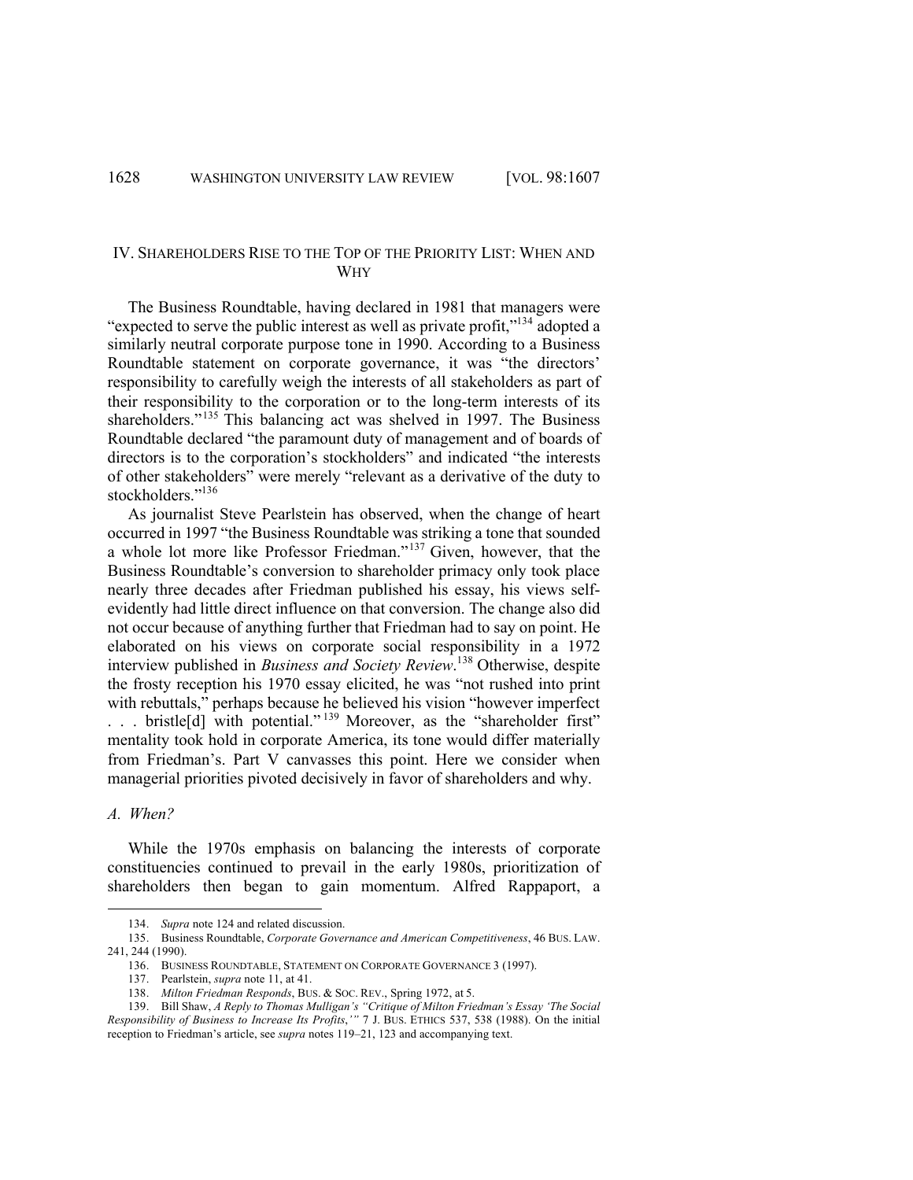## IV. SHAREHOLDERS RISE TO THE TOP OF THE PRIORITY LIST: WHEN AND WHY

The Business Roundtable, having declared in 1981 that managers were "expected to serve the public interest as well as private profit,"[134] adopted a similarly neutral corporate purpose tone in 1990. According to a Business Roundtable statement on corporate governance, it was "the directors' responsibility to carefully weigh the interests of all stakeholders as part of their responsibility to the corporation or to the long-term interests of its shareholders."[135] This balancing act was shelved in 1997. The Business Roundtable declared "the paramount duty of management and of boards of directors is to the corporation's stockholders" and indicated "the interests of other stakeholders" were merely "relevant as a derivative of the duty to stockholders."[136]

As journalist Steve Pearlstein has observed, when the change of heart occurred in 1997 "the Business Roundtable was striking a tone that sounded a whole lot more like Professor Friedman."[137] Given, however, that the Business Roundtable's conversion to shareholder primacy only took place nearly three decades after Friedman published his essay, his views self-evidently had little direct influence on that conversion. The change also did not occur because of anything further that Friedman had to say on point. He elaborated on his views on corporate social responsibility in a 1972 interview published in *Business and Society Review*.[138] Otherwise, despite the frosty reception his 1970 essay elicited, he was "not rushed into print with rebuttals," perhaps because he believed his vision "however imperfect . . . bristle[d] with potential."[139] Moreover, as the "shareholder first" mentality took hold in corporate America, its tone would differ materially from Friedman's. Part V canvasses this point. Here we consider when managerial priorities pivoted decisively in favor of shareholders and why.

### *A. When?*

While the 1970s emphasis on balancing the interests of corporate constituencies continued to prevail in the early 1980s, prioritization of shareholders then began to gain momentum. Alfred Rappaport, a

---

134. *Supra* note 124 and related discussion.

135. Business Roundtable, *Corporate Governance and American Competitiveness*, 46 BUS. LAW. 241, 244 (1990).

136. BUSINESS ROUNDTABLE, STATEMENT ON CORPORATE GOVERNANCE 3 (1997).

137. Pearlstein, *supra* note 11, at 41.

138. *Milton Friedman Responds*, BUS. & SOC. REV., Spring 1972, at 5.

139. Bill Shaw, *A Reply to Thomas Mulligan's "Critique of Milton Friedman's Essay 'The Social Responsibility of Business to Increase Its Profits,'"* 7 J. BUS. ETHICS 537, 538 (1988). On the initial reception to Friedman's article, see *supra* notes 119–21, 123 and accompanying text.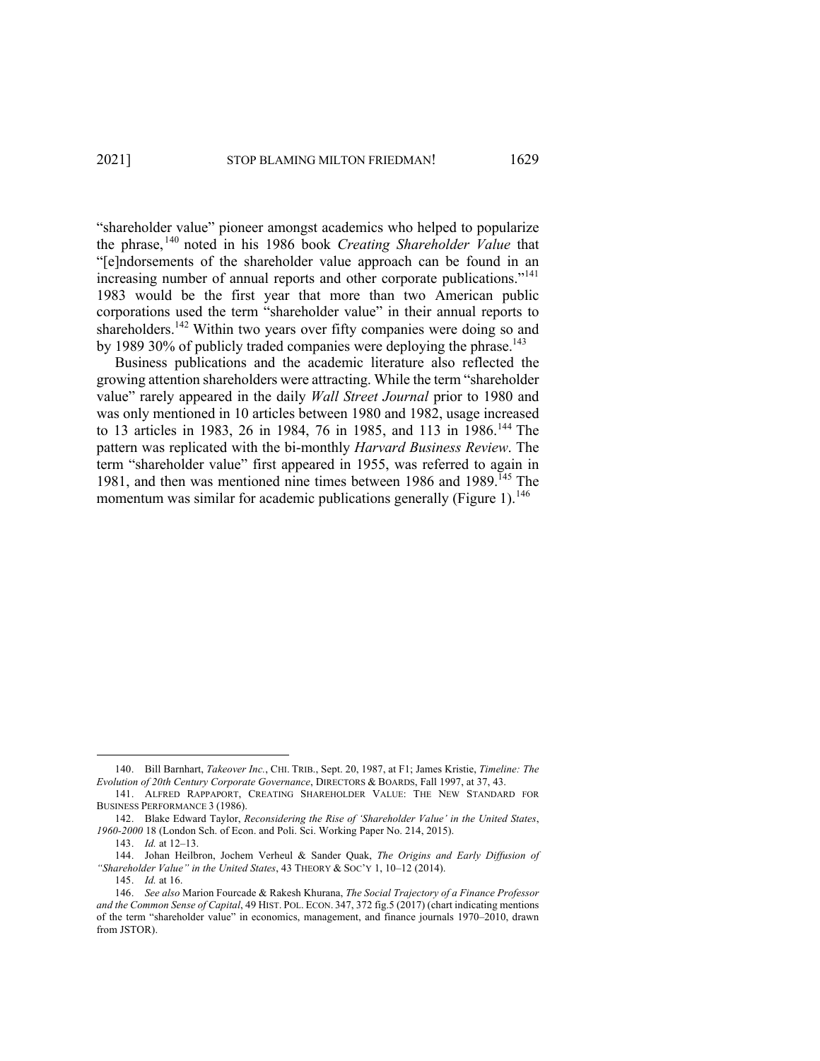"shareholder value" pioneer amongst academics who helped to popularize the phrase,[140] noted in his 1986 book *Creating Shareholder Value* that "[e]ndorsements of the shareholder value approach can be found in an increasing number of annual reports and other corporate publications."[141] 1983 would be the first year that more than two American public corporations used the term "shareholder value" in their annual reports to shareholders.[142] Within two years over fifty companies were doing so and by 1989 30% of publicly traded companies were deploying the phrase.[143]

Business publications and the academic literature also reflected the growing attention shareholders were attracting. While the term "shareholder value" rarely appeared in the daily *Wall Street Journal* prior to 1980 and was only mentioned in 10 articles between 1980 and 1982, usage increased to 13 articles in 1983, 26 in 1984, 76 in 1985, and 113 in 1986.[144] The pattern was replicated with the bi-monthly *Harvard Business Review*. The term "shareholder value" first appeared in 1955, was referred to again in 1981, and then was mentioned nine times between 1986 and 1989.[145] The momentum was similar for academic publications generally (Figure 1).[146]

---

140. Bill Barnhart, *Takeover Inc.*, CHI. TRIB., Sept. 20, 1987, at F1; James Kristie, *Timeline: The Evolution of 20th Century Corporate Governance*, DIRECTORS & BOARDS, Fall 1997, at 37, 43.

141. ALFRED RAPPAPORT, CREATING SHAREHOLDER VALUE: THE NEW STANDARD FOR BUSINESS PERFORMANCE 3 (1986).

142. Blake Edward Taylor, *Reconsidering the Rise of 'Shareholder Value' in the United States, 1960-2000* 18 (London Sch. of Econ. and Poli. Sci. Working Paper No. 214, 2015).

143. *Id.* at 12–13.

144. Johan Heilbron, Jochem Verheul & Sander Quak, *The Origins and Early Diffusion of "Shareholder Value" in the United States*, 43 THEORY & SOC'Y 1, 10–12 (2014).

145. *Id.* at 16.

146. *See also* Marion Fourcade & Rakesh Khurana, *The Social Trajectory of a Finance Professor and the Common Sense of Capital*, 49 HIST. POL. ECON. 347, 372 fig.5 (2017) (chart indicating mentions of the term "shareholder value" in economics, management, and finance journals 1970–2010, drawn from JSTOR).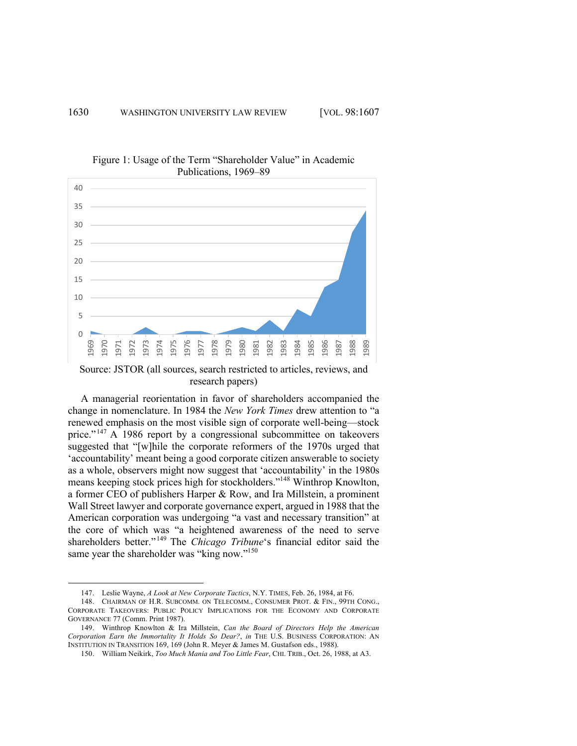Figure 1: Usage of the Term "Shareholder Value" in Academic Publications, 1969–89

Source: JSTOR (all sources, search restricted to articles, reviews, and research papers)

A managerial reorientation in favor of shareholders accompanied the change in nomenclature. In 1984 the *New York Times* drew attention to "a renewed emphasis on the most visible sign of corporate well-being—stock price."[147] A 1986 report by a congressional subcommittee on takeovers suggested that "[w]hile the corporate reformers of the 1970s urged that 'accountability' meant being a good corporate citizen answerable to society as a whole, observers might now suggest that 'accountability' in the 1980s means keeping stock prices high for stockholders."[148] Winthrop Knowlton, a former CEO of publishers Harper & Row, and Ira Millstein, a prominent Wall Street lawyer and corporate governance expert, argued in 1988 that the American corporation was undergoing "a vast and necessary transition" at the core of which was "a heightened awareness of the need to serve shareholders better."[149] The *Chicago Tribune*'s financial editor said the same year the shareholder was "king now."[150]

---

147. Leslie Wayne, *A Look at New Corporate Tactics*, N.Y. TIMES, Feb. 26, 1984, at F6.

148. CHAIRMAN OF H.R. SUBCOMM. ON TELECOMM., CONSUMER PROT. & FIN., 99TH CONG., CORPORATE TAKEOVERS: PUBLIC POLICY IMPLICATIONS FOR THE ECONOMY AND CORPORATE GOVERNANCE 77 (Comm. Print 1987).

149. Winthrop Knowlton & Ira Millstein, *Can the Board of Directors Help the American Corporation Earn the Immortality It Holds So Dear?*, *in* THE U.S. BUSINESS CORPORATION: AN INSTITUTION IN TRANSITION 169, 169 (John R. Meyer & James M. Gustafson eds., 1988).

150. William Neikirk, *Too Much Mania and Too Little Fear*, CHI. TRIB., Oct. 26, 1988, at A3.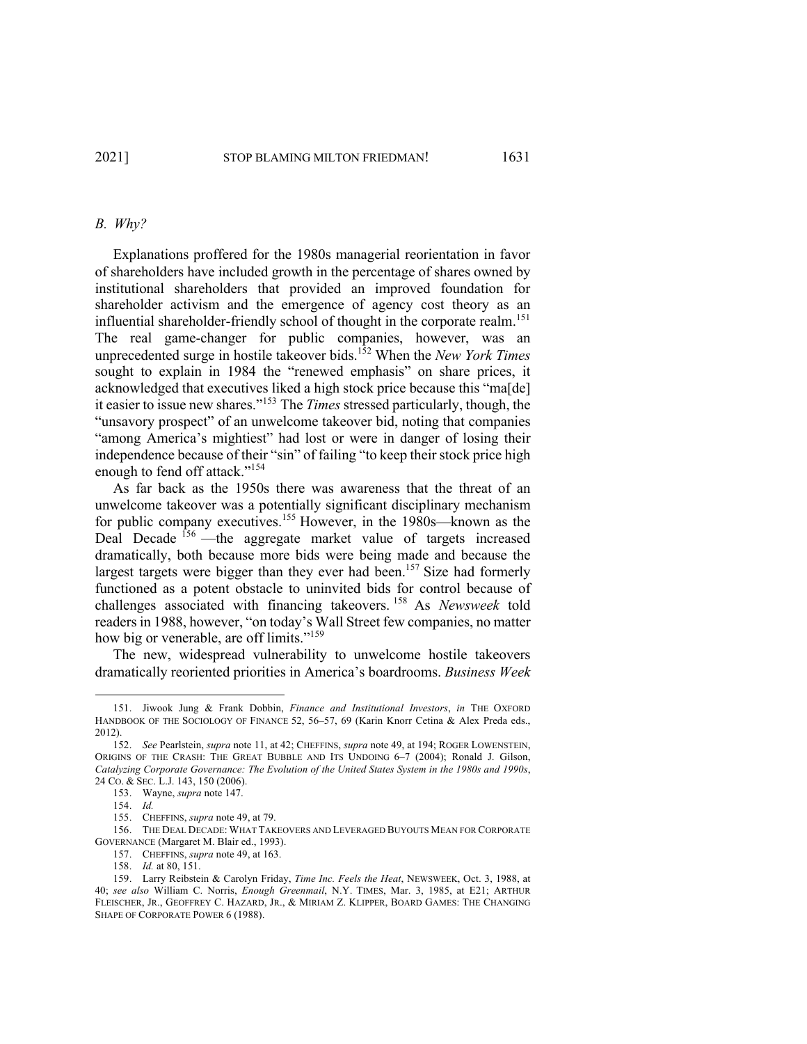### *B. Why?*

Explanations proffered for the 1980s managerial reorientation in favor of shareholders have included growth in the percentage of shares owned by institutional shareholders that provided an improved foundation for shareholder activism and the emergence of agency cost theory as an influential shareholder-friendly school of thought in the corporate realm.[151] The real game-changer for public companies, however, was an unprecedented surge in hostile takeover bids.[152] When the *New York Times* sought to explain in 1984 the "renewed emphasis" on share prices, it acknowledged that executives liked a high stock price because this "ma[de] it easier to issue new shares."[153] The *Times* stressed particularly, though, the "unsavory prospect" of an unwelcome takeover bid, noting that companies "among America's mightiest" had lost or were in danger of losing their independence because of their "sin" of failing "to keep their stock price high enough to fend off attack."[154]

As far back as the 1950s there was awareness that the threat of an unwelcome takeover was a potentially significant disciplinary mechanism for public company executives.[155] However, in the 1980s—known as the Deal Decade[156]—the aggregate market value of targets increased dramatically, both because more bids were being made and because the largest targets were bigger than they ever had been.[157] Size had formerly functioned as a potent obstacle to uninvited bids for control because of challenges associated with financing takeovers.[158] As *Newsweek* told readers in 1988, however, "on today's Wall Street few companies, no matter how big or venerable, are off limits."[159]

The new, widespread vulnerability to unwelcome hostile takeovers dramatically reoriented priorities in America's boardrooms. *Business Week*

---

151. Jiwook Jung & Frank Dobbin, *Finance and Institutional Investors*, *in* THE OXFORD HANDBOOK OF THE SOCIOLOGY OF FINANCE 52, 56–57, 69 (Karin Knorr Cetina & Alex Preda eds., 2012).

152. *See* Pearlstein, *supra* note 11, at 42; CHEFFINS, *supra* note 49, at 194; ROGER LOWENSTEIN, ORIGINS OF THE CRASH: THE GREAT BUBBLE AND ITS UNDOING 6–7 (2004); Ronald J. Gilson, *Catalyzing Corporate Governance: The Evolution of the United States System in the 1980s and 1990s*, 24 CO. & SEC. L.J. 143, 150 (2006).

153. Wayne, *supra* note 147.

154. *Id.*

155. CHEFFINS, *supra* note 49, at 79.

156. THE DEAL DECADE: WHAT TAKEOVERS AND LEVERAGED BUYOUTS MEAN FOR CORPORATE GOVERNANCE (Margaret M. Blair ed., 1993).

157. CHEFFINS, *supra* note 49, at 163.

158. *Id.* at 80, 151.

159. Larry Reibstein & Carolyn Friday, *Time Inc. Feels the Heat*, NEWSWEEK, Oct. 3, 1988, at 40; *see also* William C. Norris, *Enough Greenmail*, N.Y. TIMES, Mar. 3, 1985, at E21; ARTHUR FLEISCHER, JR., GEOFFREY C. HAZARD, JR., & MIRIAM Z. KLIPPER, BOARD GAMES: THE CHANGING SHAPE OF CORPORATE POWER 6 (1988).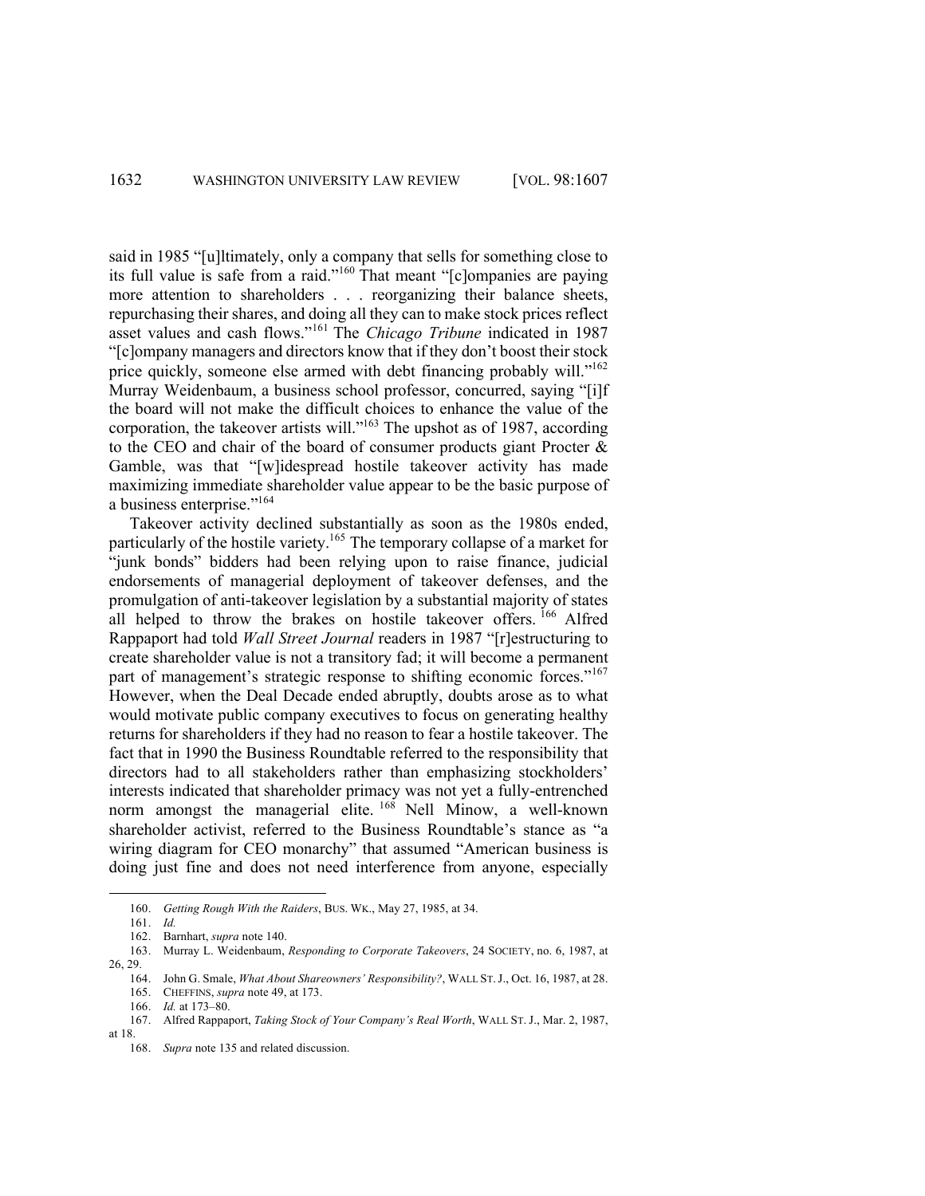said in 1985 "[u]ltimately, only a company that sells for something close to its full value is safe from a raid."[160] That meant "[c]ompanies are paying more attention to shareholders . . . reorganizing their balance sheets, repurchasing their shares, and doing all they can to make stock prices reflect asset values and cash flows."[161] The *Chicago Tribune* indicated in 1987 "[c]ompany managers and directors know that if they don't boost their stock price quickly, someone else armed with debt financing probably will."[162] Murray Weidenbaum, a business school professor, concurred, saying "[i]f the board will not make the difficult choices to enhance the value of the corporation, the takeover artists will."[163] The upshot as of 1987, according to the CEO and chair of the board of consumer products giant Procter & Gamble, was that "[w]idespread hostile takeover activity has made maximizing immediate shareholder value appear to be the basic purpose of a business enterprise."[164]

Takeover activity declined substantially as soon as the 1980s ended, particularly of the hostile variety.[165] The temporary collapse of a market for "junk bonds" bidders had been relying upon to raise finance, judicial endorsements of managerial deployment of takeover defenses, and the promulgation of anti-takeover legislation by a substantial majority of states all helped to throw the brakes on hostile takeover offers.[166] Alfred Rappaport had told *Wall Street Journal* readers in 1987 "[r]estructuring to create shareholder value is not a transitory fad; it will become a permanent part of management's strategic response to shifting economic forces."[167] However, when the Deal Decade ended abruptly, doubts arose as to what would motivate public company executives to focus on generating healthy returns for shareholders if they had no reason to fear a hostile takeover. The fact that in 1990 the Business Roundtable referred to the responsibility that directors had to all stakeholders rather than emphasizing stockholders' interests indicated that shareholder primacy was not yet a fully-entrenched norm amongst the managerial elite.[168] Nell Minow, a well-known shareholder activist, referred to the Business Roundtable's stance as "a wiring diagram for CEO monarchy" that assumed "American business is doing just fine and does not need interference from anyone, especially

160. *Getting Rough With the Raiders*, BUS. WK., May 27, 1985, at 34.

161. *Id.*

162. Barnhart, *supra* note 140.

163. Murray L. Weidenbaum, *Responding to Corporate Takeovers*, 24 SOCIETY, no. 6, 1987, at 26, 29.

164. John G. Smale, *What About Shareowners' Responsibility?*, WALL ST. J., Oct. 16, 1987, at 28.

165. CHEFFINS, *supra* note 49, at 173.

166. *Id.* at 173–80.

167. Alfred Rappaport, *Taking Stock of Your Company's Real Worth*, WALL ST. J., Mar. 2, 1987, at 18.

168. *Supra* note 135 and related discussion.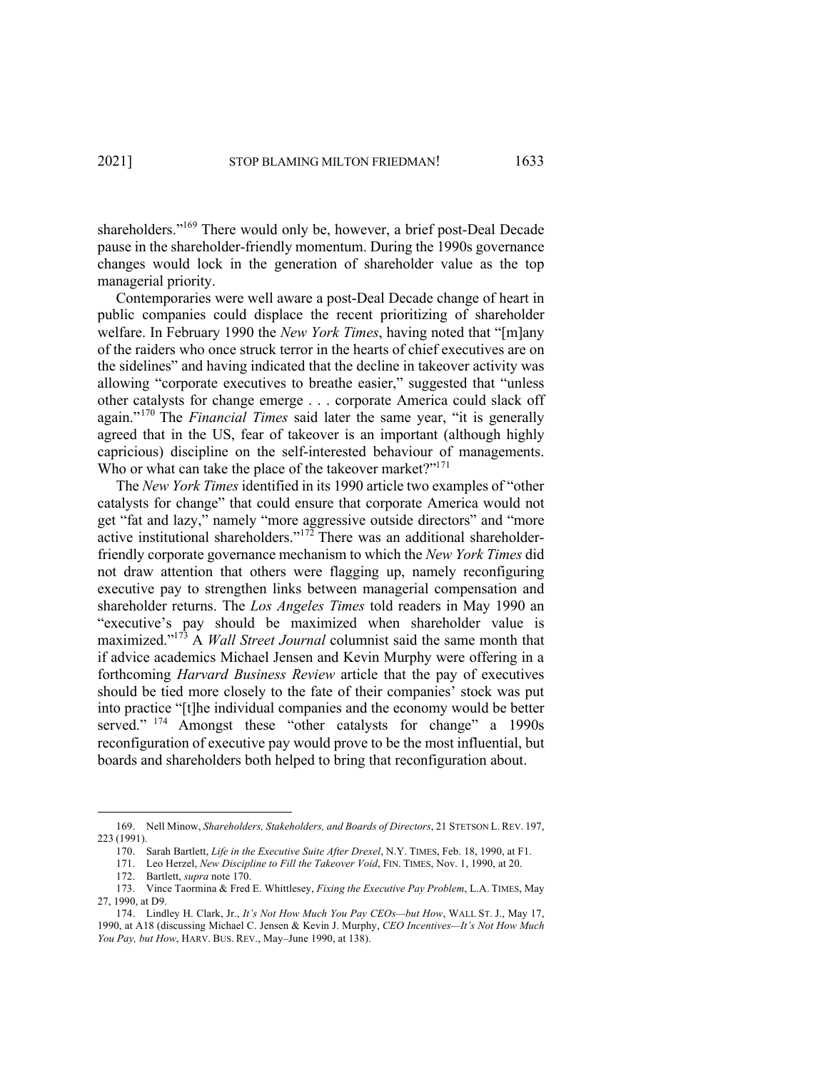shareholders."[169] There would only be, however, a brief post-Deal Decade pause in the shareholder-friendly momentum. During the 1990s governance changes would lock in the generation of shareholder value as the top managerial priority.

Contemporaries were well aware a post-Deal Decade change of heart in public companies could displace the recent prioritizing of shareholder welfare. In February 1990 the *New York Times*, having noted that "[m]any of the raiders who once struck terror in the hearts of chief executives are on the sidelines" and having indicated that the decline in takeover activity was allowing "corporate executives to breathe easier," suggested that "unless other catalysts for change emerge . . . corporate America could slack off again."[170] The *Financial Times* said later the same year, "it is generally agreed that in the US, fear of takeover is an important (although highly capricious) discipline on the self-interested behaviour of managements. Who or what can take the place of the takeover market?"[171]

The *New York Times* identified in its 1990 article two examples of "other catalysts for change" that could ensure that corporate America would not get "fat and lazy," namely "more aggressive outside directors" and "more active institutional shareholders."[172] There was an additional shareholder-friendly corporate governance mechanism to which the *New York Times* did not draw attention that others were flagging up, namely reconfiguring executive pay to strengthen links between managerial compensation and shareholder returns. The *Los Angeles Times* told readers in May 1990 an "executive's pay should be maximized when shareholder value is maximized."[173] A *Wall Street Journal* columnist said the same month that if advice academics Michael Jensen and Kevin Murphy were offering in a forthcoming *Harvard Business Review* article that the pay of executives should be tied more closely to the fate of their companies' stock was put into practice "[t]he individual companies and the economy would be better served."[174] Amongst these "other catalysts for change" a 1990s reconfiguration of executive pay would prove to be the most influential, but boards and shareholders both helped to bring that reconfiguration about.

---

169. Nell Minow, *Shareholders, Stakeholders, and Boards of Directors*, 21 STETSON L. REV. 197, 223 (1991).

170. Sarah Bartlett, *Life in the Executive Suite After Drexel*, N.Y. TIMES, Feb. 18, 1990, at F1.

171. Leo Herzel, *New Discipline to Fill the Takeover Void*, FIN. TIMES, Nov. 1, 1990, at 20.

172. Bartlett, *supra* note 170.

173. Vince Taormina & Fred E. Whittlesey, *Fixing the Executive Pay Problem*, L.A. TIMES, May 27, 1990, at D9.

174. Lindley H. Clark, Jr., *It's Not How Much You Pay CEOs—but How*, WALL ST. J., May 17, 1990, at A18 (discussing Michael C. Jensen & Kevin J. Murphy, *CEO Incentives—It's Not How Much You Pay, but How*, HARV. BUS. REV., May–June 1990, at 138).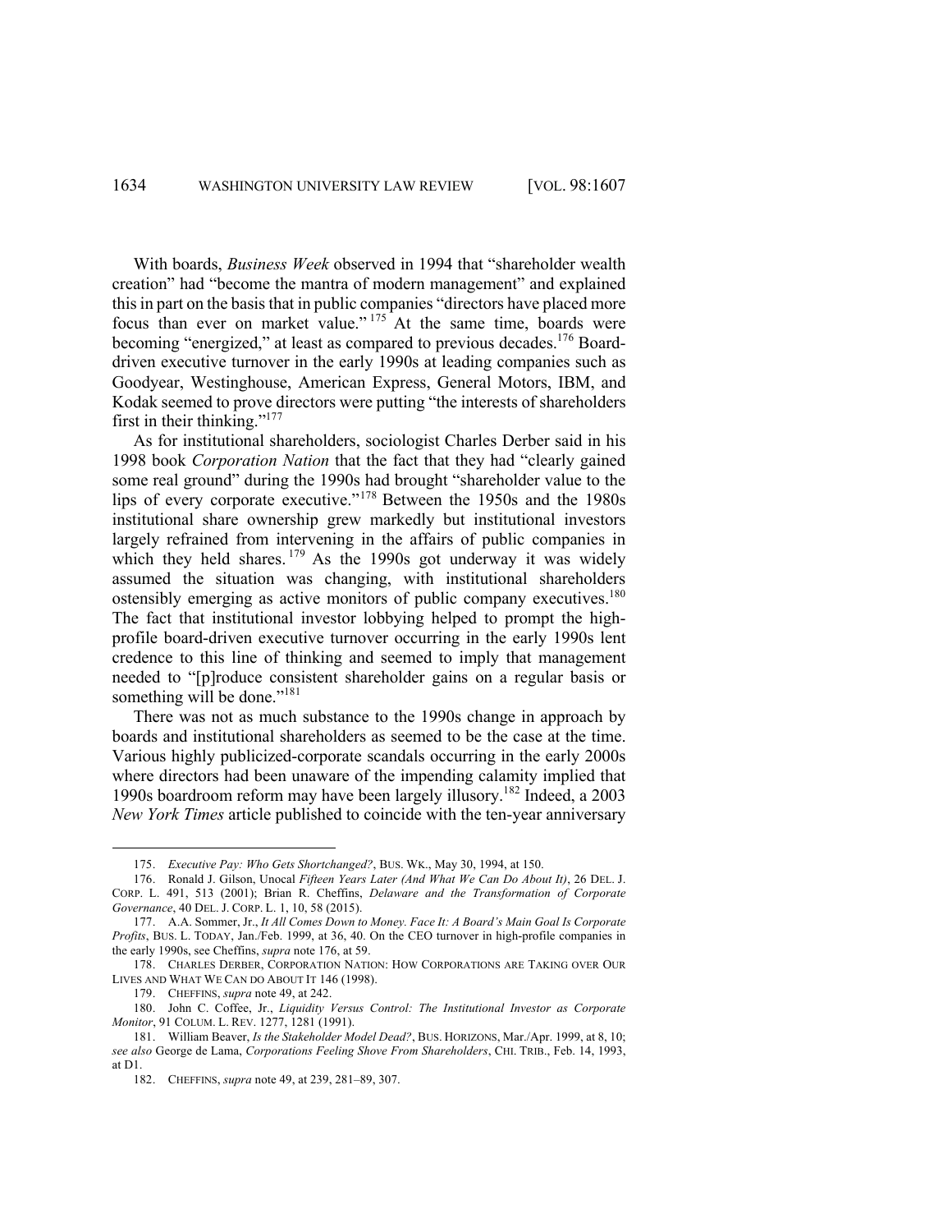With boards, *Business Week* observed in 1994 that "shareholder wealth creation" had "become the mantra of modern management" and explained this in part on the basis that in public companies "directors have placed more focus than ever on market value."[175] At the same time, boards were becoming "energized," at least as compared to previous decades.[176] Board-driven executive turnover in the early 1990s at leading companies such as Goodyear, Westinghouse, American Express, General Motors, IBM, and Kodak seemed to prove directors were putting "the interests of shareholders first in their thinking."[177]

As for institutional shareholders, sociologist Charles Derber said in his 1998 book *Corporation Nation* that the fact that they had "clearly gained some real ground" during the 1990s had brought "shareholder value to the lips of every corporate executive."[178] Between the 1950s and the 1980s institutional share ownership grew markedly but institutional investors largely refrained from intervening in the affairs of public companies in which they held shares.[179] As the 1990s got underway it was widely assumed the situation was changing, with institutional shareholders ostensibly emerging as active monitors of public company executives.[180] The fact that institutional investor lobbying helped to prompt the high-profile board-driven executive turnover occurring in the early 1990s lent credence to this line of thinking and seemed to imply that management needed to "[p]roduce consistent shareholder gains on a regular basis or something will be done."[181]

There was not as much substance to the 1990s change in approach by boards and institutional shareholders as seemed to be the case at the time. Various highly publicized-corporate scandals occurring in the early 2000s where directors had been unaware of the impending calamity implied that 1990s boardroom reform may have been largely illusory.[182] Indeed, a 2003 *New York Times* article published to coincide with the ten-year anniversary

---

175. *Executive Pay: Who Gets Shortchanged?*, BUS. WK., May 30, 1994, at 150.

176. Ronald J. Gilson, Unocal *Fifteen Years Later (And What We Can Do About It)*, 26 DEL. J. CORP. L. 491, 513 (2001); Brian R. Cheffins, *Delaware and the Transformation of Corporate Governance*, 40 DEL. J. CORP. L. 1, 10, 58 (2015).

177. A.A. Sommer, Jr., *It All Comes Down to Money. Face It: A Board's Main Goal Is Corporate Profits*, BUS. L. TODAY, Jan./Feb. 1999, at 36, 40. On the CEO turnover in high-profile companies in the early 1990s, see Cheffins, *supra* note 176, at 59.

178. CHARLES DERBER, CORPORATION NATION: HOW CORPORATIONS ARE TAKING OVER OUR LIVES AND WHAT WE CAN DO ABOUT IT 146 (1998).

179. CHEFFINS, *supra* note 49, at 242.

180. John C. Coffee, Jr., *Liquidity Versus Control: The Institutional Investor as Corporate Monitor*, 91 COLUM. L. REV. 1277, 1281 (1991).

181. William Beaver, *Is the Stakeholder Model Dead?*, BUS. HORIZONS, Mar./Apr. 1999, at 8, 10; *see also* George de Lama, *Corporations Feeling Shove From Shareholders*, CHI. TRIB., Feb. 14, 1993, at D1.

182. CHEFFINS, *supra* note 49, at 239, 281–89, 307.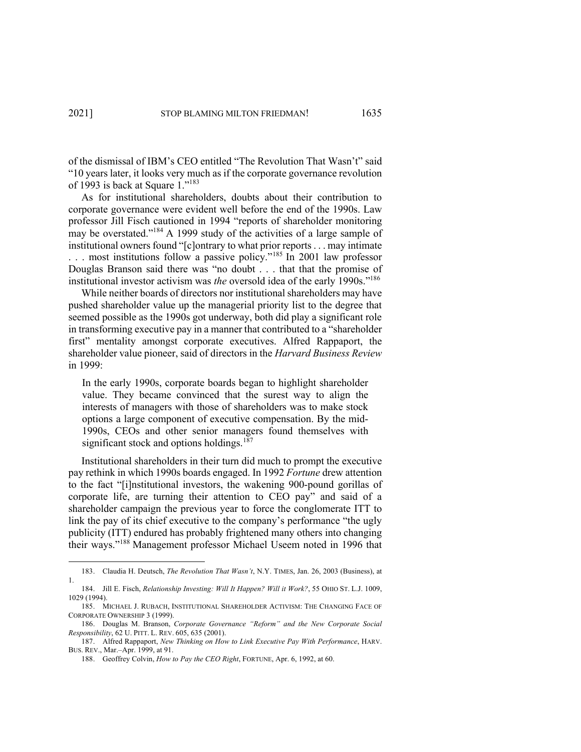of the dismissal of IBM's CEO entitled "The Revolution That Wasn't" said "10 years later, it looks very much as if the corporate governance revolution of 1993 is back at Square 1."[183]

As for institutional shareholders, doubts about their contribution to corporate governance were evident well before the end of the 1990s. Law professor Jill Fisch cautioned in 1994 "reports of shareholder monitoring may be overstated."[184] A 1999 study of the activities of a large sample of institutional owners found "[c]ontrary to what prior reports . . . may intimate . . . most institutions follow a passive policy."[185] In 2001 law professor Douglas Branson said there was "no doubt . . . that that the promise of institutional investor activism was *the* oversold idea of the early 1990s."[186]

While neither boards of directors nor institutional shareholders may have pushed shareholder value up the managerial priority list to the degree that seemed possible as the 1990s got underway, both did play a significant role in transforming executive pay in a manner that contributed to a "shareholder first" mentality amongst corporate executives. Alfred Rappaport, the shareholder value pioneer, said of directors in the *Harvard Business Review* in 1999:

> In the early 1990s, corporate boards began to highlight shareholder value. They became convinced that the surest way to align the interests of managers with those of shareholders was to make stock options a large component of executive compensation. By the mid-1990s, CEOs and other senior managers found themselves with significant stock and options holdings.[187]

Institutional shareholders in their turn did much to prompt the executive pay rethink in which 1990s boards engaged. In 1992 *Fortune* drew attention to the fact "[i]nstitutional investors, the wakening 900-pound gorillas of corporate life, are turning their attention to CEO pay" and said of a shareholder campaign the previous year to force the conglomerate ITT to link the pay of its chief executive to the company's performance "the ugly publicity (ITT) endured has probably frightened many others into changing their ways."[188] Management professor Michael Useem noted in 1996 that

---

183. Claudia H. Deutsch, *The Revolution That Wasn't*, N.Y. TIMES, Jan. 26, 2003 (Business), at 1.

184. Jill E. Fisch, *Relationship Investing: Will It Happen? Will it Work?*, 55 OHIO ST. L.J. 1009, 1029 (1994).

185. MICHAEL J. RUBACH, INSTITUTIONAL SHAREHOLDER ACTIVISM: THE CHANGING FACE OF CORPORATE OWNERSHIP 3 (1999).

186. Douglas M. Branson, *Corporate Governance "Reform" and the New Corporate Social Responsibility*, 62 U. PITT. L. REV. 605, 635 (2001).

187. Alfred Rappaport, *New Thinking on How to Link Executive Pay With Performance*, HARV. BUS. REV., Mar.–Apr. 1999, at 91.

188. Geoffrey Colvin, *How to Pay the CEO Right*, FORTUNE, Apr. 6, 1992, at 60.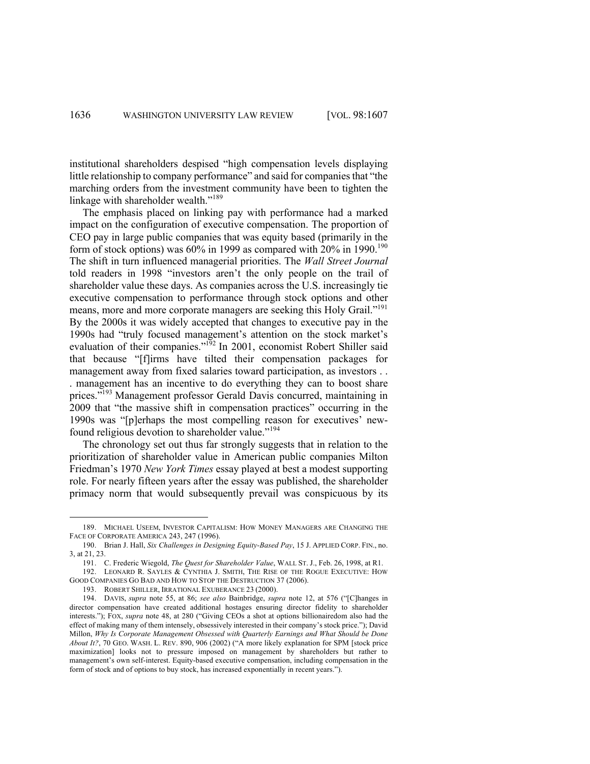institutional shareholders despised "high compensation levels displaying little relationship to company performance" and said for companies that "the marching orders from the investment community have been to tighten the linkage with shareholder wealth."[189]

The emphasis placed on linking pay with performance had a marked impact on the configuration of executive compensation. The proportion of CEO pay in large public companies that was equity based (primarily in the form of stock options) was 60% in 1999 as compared with 20% in 1990.[190] The shift in turn influenced managerial priorities. The *Wall Street Journal* told readers in 1998 "investors aren't the only people on the trail of shareholder value these days. As companies across the U.S. increasingly tie executive compensation to performance through stock options and other means, more and more corporate managers are seeking this Holy Grail."[191] By the 2000s it was widely accepted that changes to executive pay in the 1990s had "truly focused management's attention on the stock market's evaluation of their companies."[192] In 2001, economist Robert Shiller said that because "[f]irms have tilted their compensation packages for management away from fixed salaries toward participation, as investors . . . management has an incentive to do everything they can to boost share prices."[193] Management professor Gerald Davis concurred, maintaining in 2009 that "the massive shift in compensation practices" occurring in the 1990s was "[p]erhaps the most compelling reason for executives' new-found religious devotion to shareholder value."[194]

The chronology set out thus far strongly suggests that in relation to the prioritization of shareholder value in American public companies Milton Friedman's 1970 *New York Times* essay played at best a modest supporting role. For nearly fifteen years after the essay was published, the shareholder primacy norm that would subsequently prevail was conspicuous by its

---

189. MICHAEL USEEM, INVESTOR CAPITALISM: HOW MONEY MANAGERS ARE CHANGING THE FACE OF CORPORATE AMERICA 243, 247 (1996).

190. Brian J. Hall, *Six Challenges in Designing Equity-Based Pay*, 15 J. APPLIED CORP. FIN., no. 3, at 21, 23.

191. C. Frederic Wiegold, *The Quest for Shareholder Value*, WALL ST. J., Feb. 26, 1998, at R1.

192. LEONARD R. SAYLES & CYNTHIA J. SMITH, THE RISE OF THE ROGUE EXECUTIVE: HOW GOOD COMPANIES GO BAD AND HOW TO STOP THE DESTRUCTION 37 (2006).

193. ROBERT SHILLER, IRRATIONAL EXUBERANCE 23 (2000).

194. DAVIS, *supra* note 55, at 86; *see also* Bainbridge, *supra* note 12, at 576 ("[C]hanges in director compensation have created additional hostages ensuring director fidelity to shareholder interests."); FOX, *supra* note 48, at 280 ("Giving CEOs a shot at options billionairedom also had the effect of making many of them intensely, obsessively interested in their company's stock price."); David Millon, *Why Is Corporate Management Obsessed with Quarterly Earnings and What Should be Done About It?*, 70 GEO. WASH. L. REV. 890, 906 (2002) ("A more likely explanation for SPM [stock price maximization] looks not to pressure imposed on management by shareholders but rather to management's own self-interest. Equity-based executive compensation, including compensation in the form of stock and of options to buy stock, has increased exponentially in recent years.").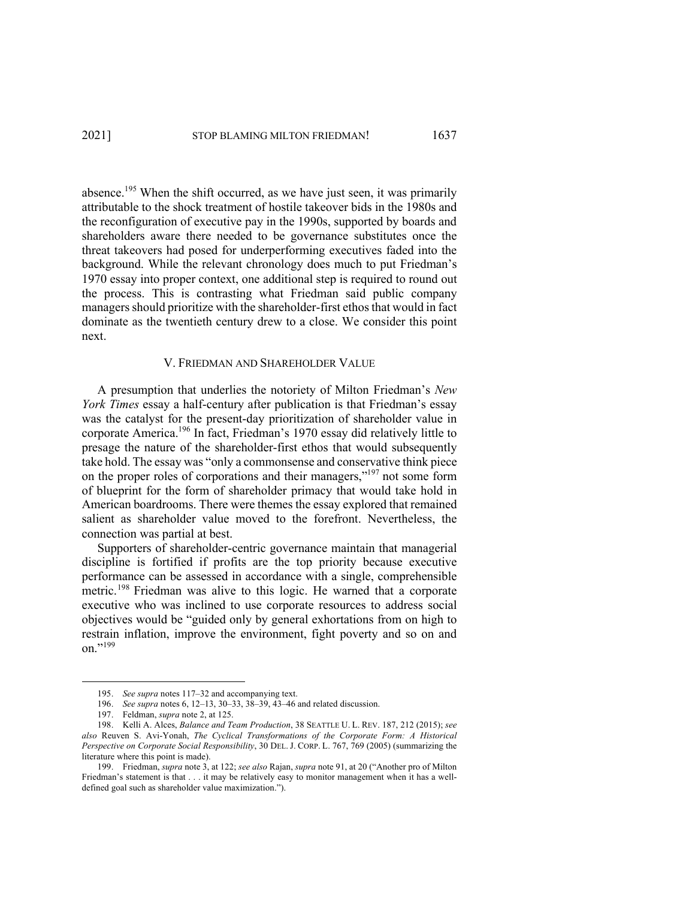absence.[195] When the shift occurred, as we have just seen, it was primarily attributable to the shock treatment of hostile takeover bids in the 1980s and the reconfiguration of executive pay in the 1990s, supported by boards and shareholders aware there needed to be governance substitutes once the threat takeovers had posed for underperforming executives faded into the background. While the relevant chronology does much to put Friedman's 1970 essay into proper context, one additional step is required to round out the process. This is contrasting what Friedman said public company managers should prioritize with the shareholder-first ethos that would in fact dominate as the twentieth century drew to a close. We consider this point next.

## V. FRIEDMAN AND SHAREHOLDER VALUE

A presumption that underlies the notoriety of Milton Friedman's *New York Times* essay a half-century after publication is that Friedman's essay was the catalyst for the present-day prioritization of shareholder value in corporate America.[196] In fact, Friedman's 1970 essay did relatively little to presage the nature of the shareholder-first ethos that would subsequently take hold. The essay was "only a commonsense and conservative think piece on the proper roles of corporations and their managers,"[197] not some form of blueprint for the form of shareholder primacy that would take hold in American boardrooms. There were themes the essay explored that remained salient as shareholder value moved to the forefront. Nevertheless, the connection was partial at best.

Supporters of shareholder-centric governance maintain that managerial discipline is fortified if profits are the top priority because executive performance can be assessed in accordance with a single, comprehensible metric.[198] Friedman was alive to this logic. He warned that a corporate executive who was inclined to use corporate resources to address social objectives would be "guided only by general exhortations from on high to restrain inflation, improve the environment, fight poverty and so on and on."[199]

---

195. *See supra* notes 117–32 and accompanying text.

196. *See supra* notes 6, 12–13, 30–33, 38–39, 43–46 and related discussion.

197. Feldman, *supra* note 2, at 125.

198. Kelli A. Alces, *Balance and Team Production*, 38 SEATTLE U. L. REV. 187, 212 (2015); *see also* Reuven S. Avi-Yonah, *The Cyclical Transformations of the Corporate Form: A Historical Perspective on Corporate Social Responsibility*, 30 DEL. J. CORP. L. 767, 769 (2005) (summarizing the literature where this point is made).

199. Friedman, *supra* note 3, at 122; *see also* Rajan, *supra* note 91, at 20 ("Another pro of Milton Friedman's statement is that . . . it may be relatively easy to monitor management when it has a well-defined goal such as shareholder value maximization.").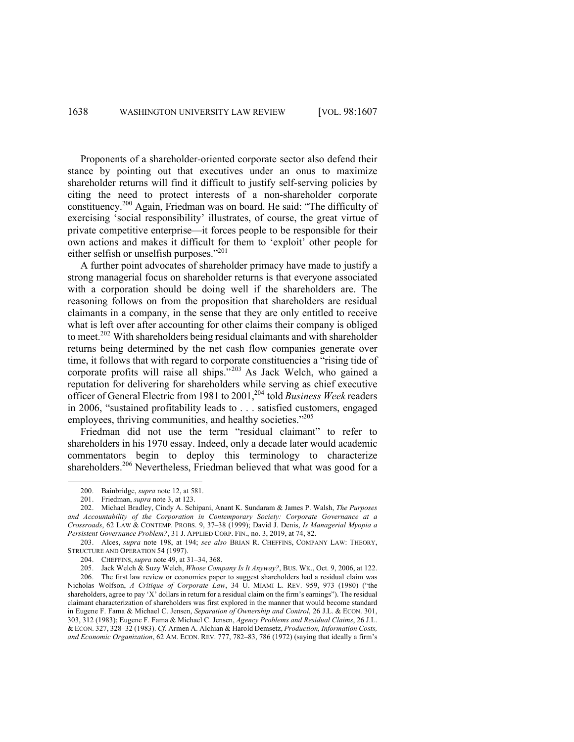Proponents of a shareholder-oriented corporate sector also defend their stance by pointing out that executives under an onus to maximize shareholder returns will find it difficult to justify self-serving policies by citing the need to protect interests of a non-shareholder corporate constituency.[200] Again, Friedman was on board. He said: "The difficulty of exercising 'social responsibility' illustrates, of course, the great virtue of private competitive enterprise—it forces people to be responsible for their own actions and makes it difficult for them to 'exploit' other people for either selfish or unselfish purposes."[201]

A further point advocates of shareholder primacy have made to justify a strong managerial focus on shareholder returns is that everyone associated with a corporation should be doing well if the shareholders are. The reasoning follows on from the proposition that shareholders are residual claimants in a company, in the sense that they are only entitled to receive what is left over after accounting for other claims their company is obliged to meet.[202] With shareholders being residual claimants and with shareholder returns being determined by the net cash flow companies generate over time, it follows that with regard to corporate constituencies a "rising tide of corporate profits will raise all ships."[203] As Jack Welch, who gained a reputation for delivering for shareholders while serving as chief executive officer of General Electric from 1981 to 2001,[204] told *Business Week* readers in 2006, "sustained profitability leads to . . . satisfied customers, engaged employees, thriving communities, and healthy societies."[205]

Friedman did not use the term "residual claimant" to refer to shareholders in his 1970 essay. Indeed, only a decade later would academic commentators begin to deploy this terminology to characterize shareholders.[206] Nevertheless, Friedman believed that what was good for a

---

200. Bainbridge, *supra* note 12, at 581.

201. Friedman, *supra* note 3, at 123.

202. Michael Bradley, Cindy A. Schipani, Anant K. Sundaram & James P. Walsh, *The Purposes and Accountability of the Corporation in Contemporary Society: Corporate Governance at a Crossroads*, 62 LAW & CONTEMP. PROBS. 9, 37–38 (1999); David J. Denis, *Is Managerial Myopia a Persistent Governance Problem?*, 31 J. APPLIED CORP. FIN., no. 3, 2019, at 74, 82.

203. Alces, *supra* note 198, at 194; *see also* BRIAN R. CHEFFINS, COMPANY LAW: THEORY, STRUCTURE AND OPERATION 54 (1997).

204. CHEFFINS, *supra* note 49, at 31–34, 368.

205. Jack Welch & Suzy Welch, *Whose Company Is It Anyway?*, BUS. WK., Oct. 9, 2006, at 122.

206. The first law review or economics paper to suggest shareholders had a residual claim was Nicholas Wolfson, *A Critique of Corporate Law*, 34 U. MIAMI L. REV. 959, 973 (1980) ("the shareholders, agree to pay 'X' dollars in return for a residual claim on the firm's earnings"). The residual claimant characterization of shareholders was first explored in the manner that would become standard in Eugene F. Fama & Michael C. Jensen, *Separation of Ownership and Control*, 26 J.L. & ECON. 301, 303, 312 (1983); Eugene F. Fama & Michael C. Jensen, *Agency Problems and Residual Claims*, 26 J.L. & ECON. 327, 328–32 (1983). *Cf.* Armen A. Alchian & Harold Demsetz, *Production, Information Costs, and Economic Organization*, 62 AM. ECON. REV. 777, 782–83, 786 (1972) (saying that ideally a firm's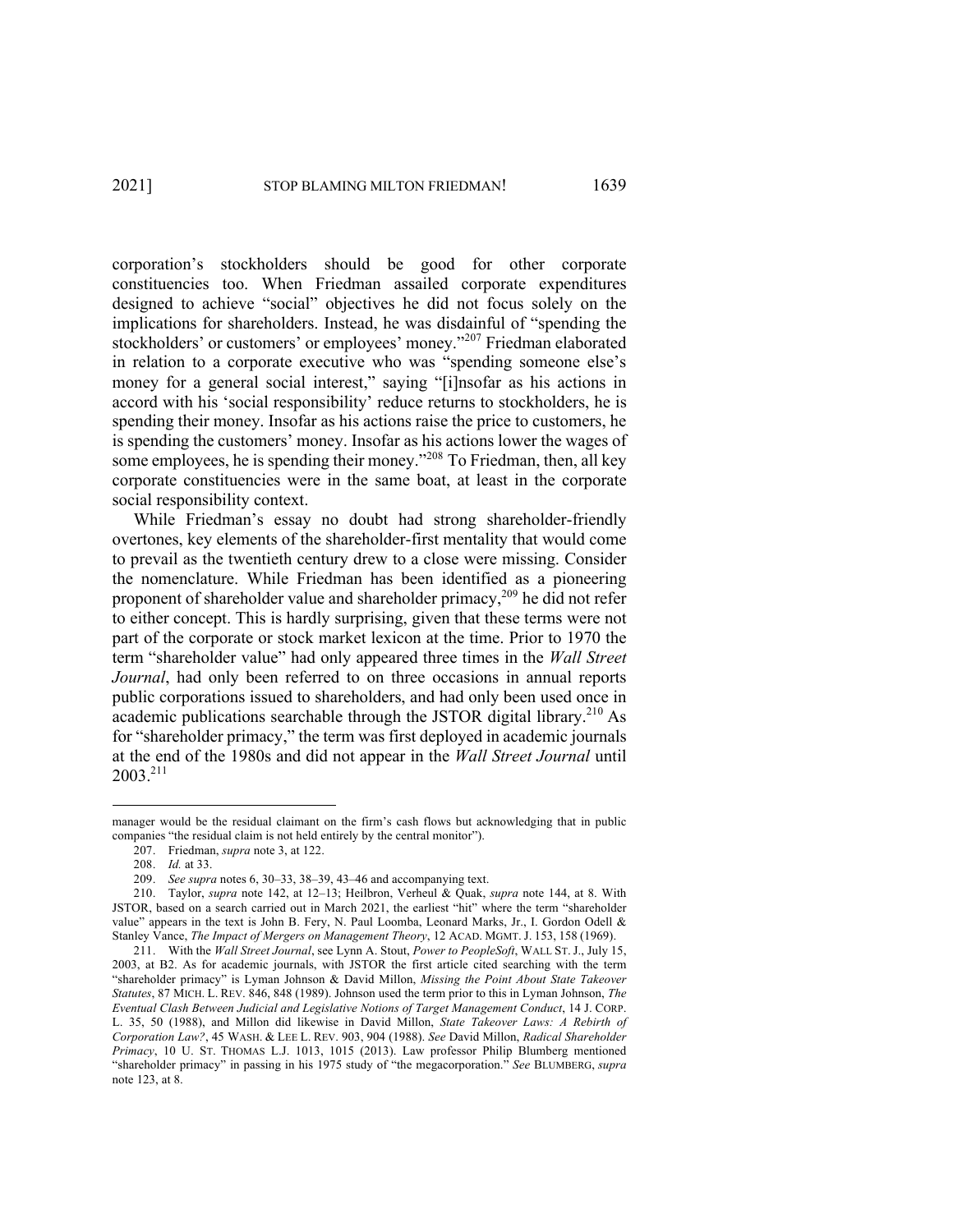corporation's stockholders should be good for other corporate constituencies too. When Friedman assailed corporate expenditures designed to achieve "social" objectives he did not focus solely on the implications for shareholders. Instead, he was disdainful of "spending the stockholders' or customers' or employees' money."[207] Friedman elaborated in relation to a corporate executive who was "spending someone else's money for a general social interest," saying "[i]nsofar as his actions in accord with his 'social responsibility' reduce returns to stockholders, he is spending their money. Insofar as his actions raise the price to customers, he is spending the customers' money. Insofar as his actions lower the wages of some employees, he is spending their money."[208] To Friedman, then, all key corporate constituencies were in the same boat, at least in the corporate social responsibility context.

While Friedman's essay no doubt had strong shareholder-friendly overtones, key elements of the shareholder-first mentality that would come to prevail as the twentieth century drew to a close were missing. Consider the nomenclature. While Friedman has been identified as a pioneering proponent of shareholder value and shareholder primacy,[209] he did not refer to either concept. This is hardly surprising, given that these terms were not part of the corporate or stock market lexicon at the time. Prior to 1970 the term "shareholder value" had only appeared three times in the *Wall Street Journal*, had only been referred to on three occasions in annual reports public corporations issued to shareholders, and had only been used once in academic publications searchable through the JSTOR digital library.[210] As for "shareholder primacy," the term was first deployed in academic journals at the end of the 1980s and did not appear in the *Wall Street Journal* until 2003.[211]

---

manager would be the residual claimant on the firm's cash flows but acknowledging that in public companies "the residual claim is not held entirely by the central monitor").

207. Friedman, *supra* note 3, at 122.

208. *Id.* at 33.

209. *See supra* notes 6, 30–33, 38–39, 43–46 and accompanying text.

210. Taylor, *supra* note 142, at 12–13; Heilbron, Verheul & Quak, *supra* note 144, at 8. With JSTOR, based on a search carried out in March 2021, the earliest "hit" where the term "shareholder value" appears in the text is John B. Fery, N. Paul Loomba, Leonard Marks, Jr., I. Gordon Odell & Stanley Vance, *The Impact of Mergers on Management Theory*, 12 ACAD. MGMT. J. 153, 158 (1969).

211. With the *Wall Street Journal*, see Lynn A. Stout, *Power to PeopleSoft*, WALL ST. J., July 15, 2003, at B2. As for academic journals, with JSTOR the first article cited searching with the term "shareholder primacy" is Lyman Johnson & David Millon, *Missing the Point About State Takeover Statutes*, 87 MICH. L. REV. 846, 848 (1989). Johnson used the term prior to this in Lyman Johnson, *The Eventual Clash Between Judicial and Legislative Notions of Target Management Conduct*, 14 J. CORP. L. 35, 50 (1988), and Millon did likewise in David Millon, *State Takeover Laws: A Rebirth of Corporation Law?*, 45 WASH. & LEE L. REV. 903, 904 (1988). *See* David Millon, *Radical Shareholder Primacy*, 10 U. ST. THOMAS L.J. 1013, 1015 (2013). Law professor Philip Blumberg mentioned "shareholder primacy" in passing in his 1975 study of "the megacorporation." *See* BLUMBERG, *supra* note 123, at 8.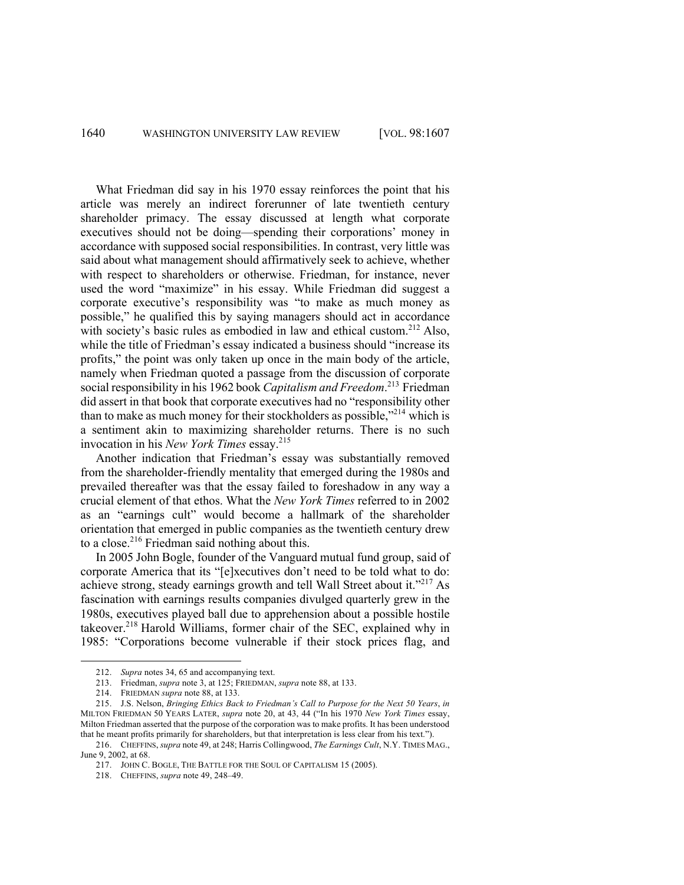What Friedman did say in his 1970 essay reinforces the point that his article was merely an indirect forerunner of late twentieth century shareholder primacy. The essay discussed at length what corporate executives should not be doing—spending their corporations' money in accordance with supposed social responsibilities. In contrast, very little was said about what management should affirmatively seek to achieve, whether with respect to shareholders or otherwise. Friedman, for instance, never used the word "maximize" in his essay. While Friedman did suggest a corporate executive's responsibility was "to make as much money as possible," he qualified this by saying managers should act in accordance with society's basic rules as embodied in law and ethical custom.[212] Also, while the title of Friedman's essay indicated a business should "increase its profits," the point was only taken up once in the main body of the article, namely when Friedman quoted a passage from the discussion of corporate social responsibility in his 1962 book *Capitalism and Freedom*.[213] Friedman did assert in that book that corporate executives had no "responsibility other than to make as much money for their stockholders as possible,"[214] which is a sentiment akin to maximizing shareholder returns. There is no such invocation in his *New York Times* essay.[215]

Another indication that Friedman's essay was substantially removed from the shareholder-friendly mentality that emerged during the 1980s and prevailed thereafter was that the essay failed to foreshadow in any way a crucial element of that ethos. What the *New York Times* referred to in 2002 as an "earnings cult" would become a hallmark of the shareholder orientation that emerged in public companies as the twentieth century drew to a close.[216] Friedman said nothing about this.

In 2005 John Bogle, founder of the Vanguard mutual fund group, said of corporate America that its "[e]xecutives don't need to be told what to do: achieve strong, steady earnings growth and tell Wall Street about it."[217] As fascination with earnings results companies divulged quarterly grew in the 1980s, executives played ball due to apprehension about a possible hostile takeover.[218] Harold Williams, former chair of the SEC, explained why in 1985: "Corporations become vulnerable if their stock prices flag, and

---

212. *Supra* notes 34, 65 and accompanying text.

213. Friedman, *supra* note 3, at 125; FRIEDMAN, *supra* note 88, at 133.

214. FRIEDMAN *supra* note 88, at 133.

215. J.S. Nelson, *Bringing Ethics Back to Friedman's Call to Purpose for the Next 50 Years*, *in* MILTON FRIEDMAN 50 YEARS LATER, *supra* note 20, at 43, 44 ("In his 1970 *New York Times* essay, Milton Friedman asserted that the purpose of the corporation was to make profits. It has been understood that he meant profits primarily for shareholders, but that interpretation is less clear from his text.").

216. CHEFFINS, *supra* note 49, at 248; Harris Collingwood, *The Earnings Cult*, N.Y. TIMES MAG., June 9, 2002, at 68.

217. JOHN C. BOGLE, THE BATTLE FOR THE SOUL OF CAPITALISM 15 (2005).

218. CHEFFINS, *supra* note 49, 248–49.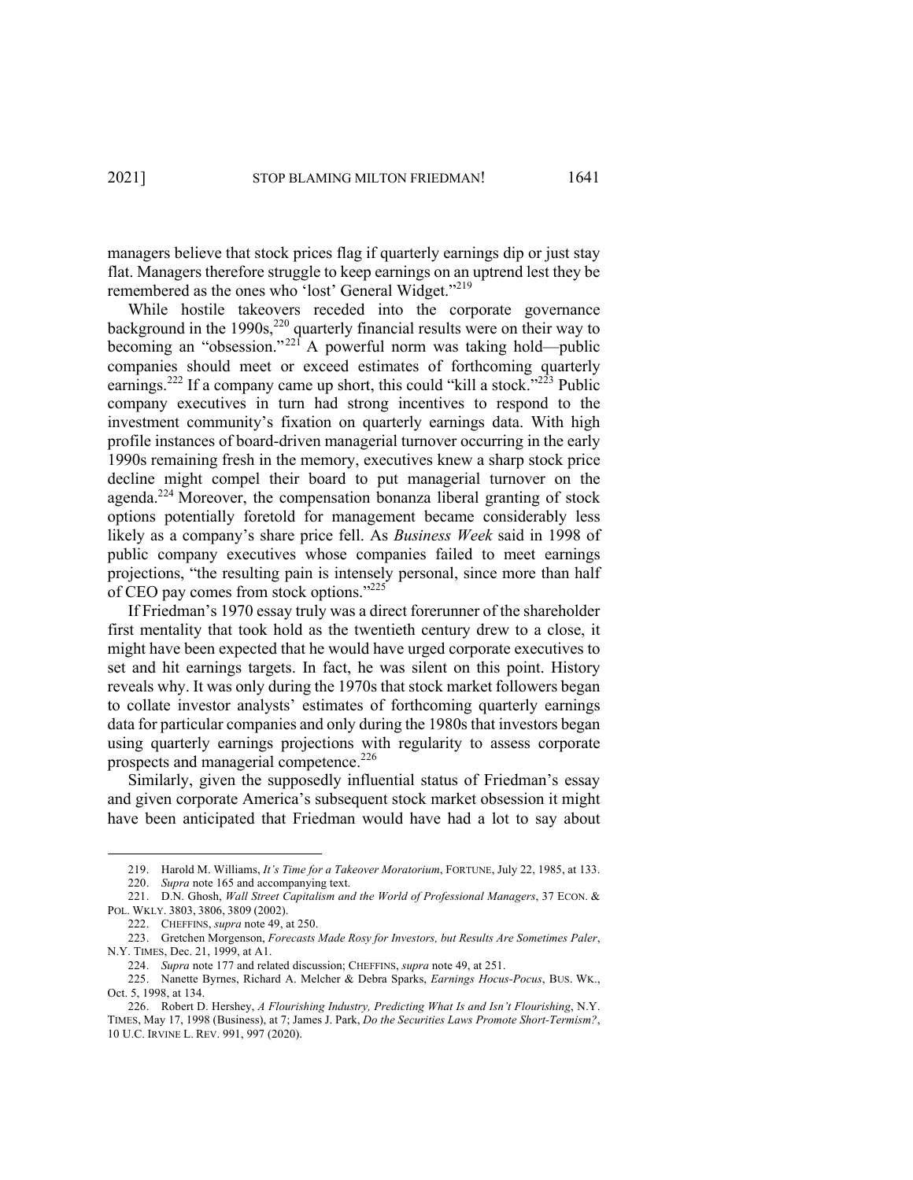managers believe that stock prices flag if quarterly earnings dip or just stay flat. Managers therefore struggle to keep earnings on an uptrend lest they be remembered as the ones who 'lost' General Widget."[219]

While hostile takeovers receded into the corporate governance background in the 1990s,[220] quarterly financial results were on their way to becoming an "obsession."[221] A powerful norm was taking hold—public companies should meet or exceed estimates of forthcoming quarterly earnings.[222] If a company came up short, this could "kill a stock."[223] Public company executives in turn had strong incentives to respond to the investment community's fixation on quarterly earnings data. With high profile instances of board-driven managerial turnover occurring in the early 1990s remaining fresh in the memory, executives knew a sharp stock price decline might compel their board to put managerial turnover on the agenda.[224] Moreover, the compensation bonanza liberal granting of stock options potentially foretold for management became considerably less likely as a company's share price fell. As *Business Week* said in 1998 of public company executives whose companies failed to meet earnings projections, "the resulting pain is intensely personal, since more than half of CEO pay comes from stock options."[225]

If Friedman's 1970 essay truly was a direct forerunner of the shareholder first mentality that took hold as the twentieth century drew to a close, it might have been expected that he would have urged corporate executives to set and hit earnings targets. In fact, he was silent on this point. History reveals why. It was only during the 1970s that stock market followers began to collate investor analysts' estimates of forthcoming quarterly earnings data for particular companies and only during the 1980s that investors began using quarterly earnings projections with regularity to assess corporate prospects and managerial competence.[226]

Similarly, given the supposedly influential status of Friedman's essay and given corporate America's subsequent stock market obsession it might have been anticipated that Friedman would have had a lot to say about

---

219. Harold M. Williams, *It's Time for a Takeover Moratorium*, FORTUNE, July 22, 1985, at 133.

220. *Supra* note 165 and accompanying text.

221. D.N. Ghosh, *Wall Street Capitalism and the World of Professional Managers*, 37 ECON. & POL. WKLY. 3803, 3806, 3809 (2002).

222. CHEFFINS, *supra* note 49, at 250.

223. Gretchen Morgenson, *Forecasts Made Rosy for Investors, but Results Are Sometimes Paler*, N.Y. TIMES, Dec. 21, 1999, at A1.

224. *Supra* note 177 and related discussion; CHEFFINS, *supra* note 49, at 251.

225. Nanette Byrnes, Richard A. Melcher & Debra Sparks, *Earnings Hocus-Pocus*, BUS. WK., Oct. 5, 1998, at 134.

226. Robert D. Hershey, *A Flourishing Industry, Predicting What Is and Isn't Flourishing*, N.Y. TIMES, May 17, 1998 (Business), at 7; James J. Park, *Do the Securities Laws Promote Short-Termism?*, 10 U.C. IRVINE L. REV. 991, 997 (2020).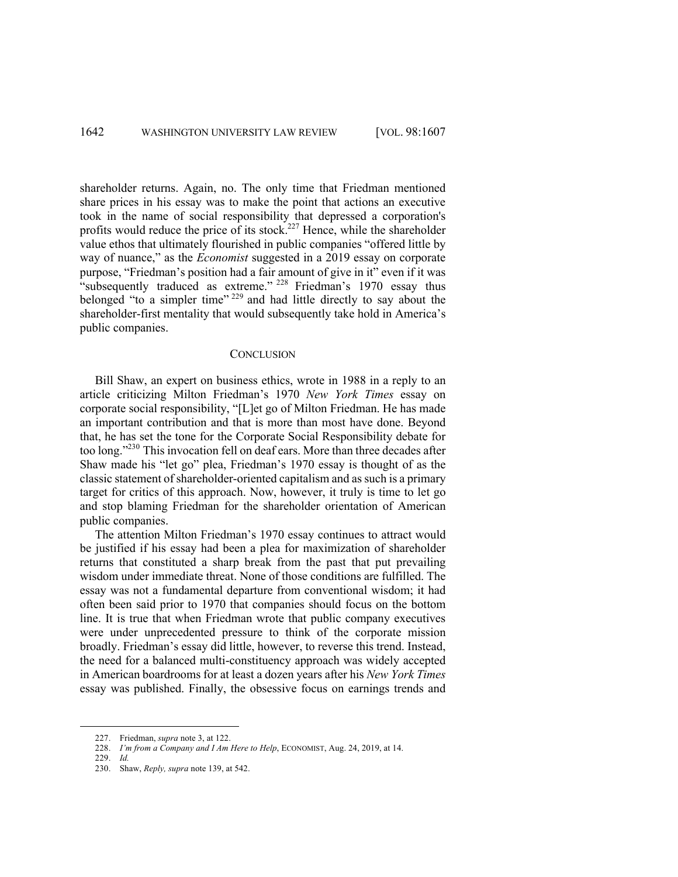shareholder returns. Again, no. The only time that Friedman mentioned share prices in his essay was to make the point that actions an executive took in the name of social responsibility that depressed a corporation's profits would reduce the price of its stock.[227] Hence, while the shareholder value ethos that ultimately flourished in public companies "offered little by way of nuance," as the *Economist* suggested in a 2019 essay on corporate purpose, "Friedman's position had a fair amount of give in it" even if it was "subsequently traduced as extreme."[228] Friedman's 1970 essay thus belonged "to a simpler time"[229] and had little directly to say about the shareholder-first mentality that would subsequently take hold in America's public companies.

## CONCLUSION

Bill Shaw, an expert on business ethics, wrote in 1988 in a reply to an article criticizing Milton Friedman's 1970 *New York Times* essay on corporate social responsibility, "[L]et go of Milton Friedman. He has made an important contribution and that is more than most have done. Beyond that, he has set the tone for the Corporate Social Responsibility debate for too long."[230] This invocation fell on deaf ears. More than three decades after Shaw made his "let go" plea, Friedman's 1970 essay is thought of as the classic statement of shareholder-oriented capitalism and as such is a primary target for critics of this approach. Now, however, it truly is time to let go and stop blaming Friedman for the shareholder orientation of American public companies.

The attention Milton Friedman's 1970 essay continues to attract would be justified if his essay had been a plea for maximization of shareholder returns that constituted a sharp break from the past that put prevailing wisdom under immediate threat. None of those conditions are fulfilled. The essay was not a fundamental departure from conventional wisdom; it had often been said prior to 1970 that companies should focus on the bottom line. It is true that when Friedman wrote that public company executives were under unprecedented pressure to think of the corporate mission broadly. Friedman's essay did little, however, to reverse this trend. Instead, the need for a balanced multi-constituency approach was widely accepted in American boardrooms for at least a dozen years after his *New York Times* essay was published. Finally, the obsessive focus on earnings trends and

227. Friedman, *supra* note 3, at 122.

228. *I'm from a Company and I Am Here to Help*, ECONOMIST, Aug. 24, 2019, at 14.

229. *Id.*

230. Shaw, *Reply, supra* note 139, at 542.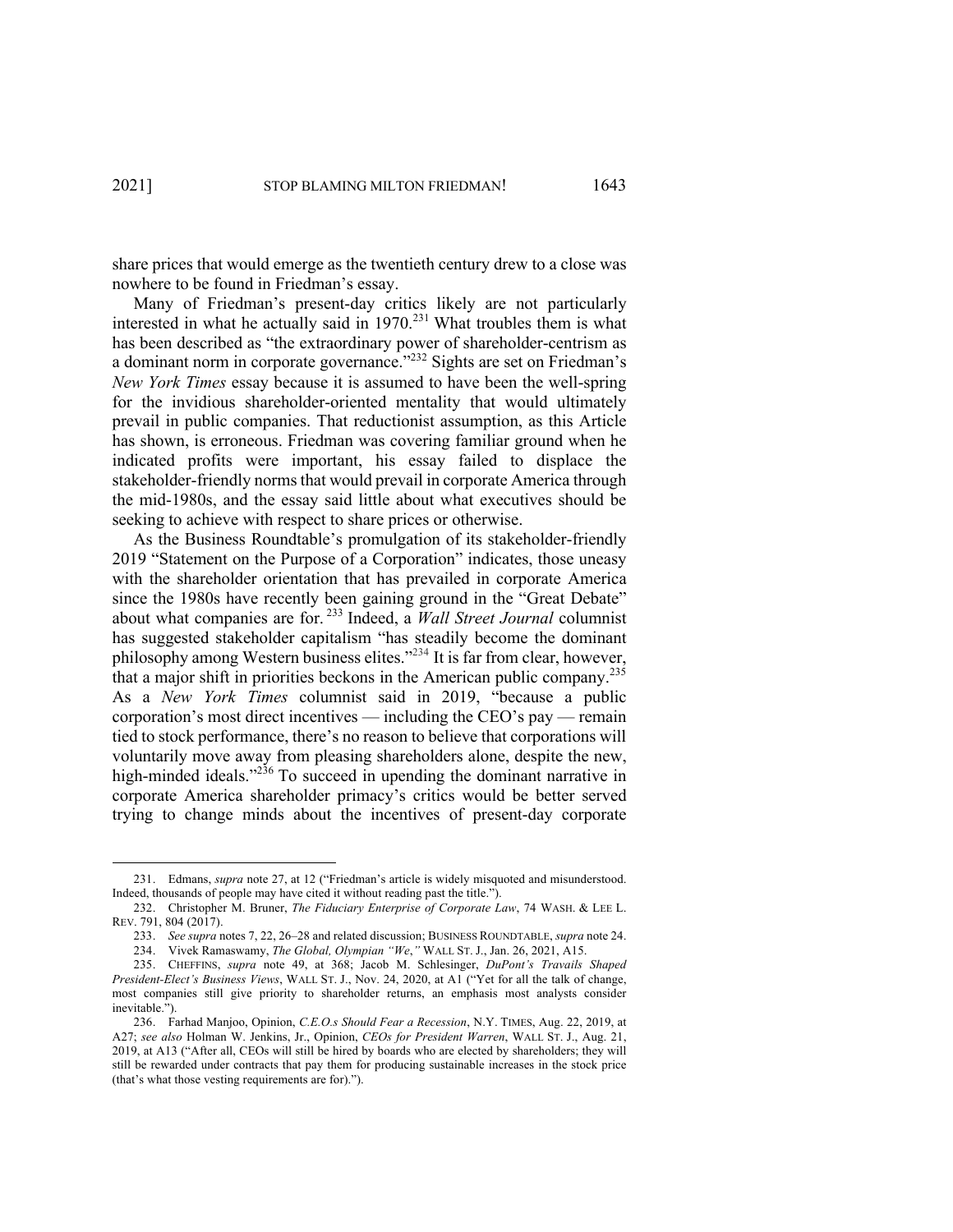share prices that would emerge as the twentieth century drew to a close was nowhere to be found in Friedman's essay.

Many of Friedman's present-day critics likely are not particularly interested in what he actually said in 1970.[231] What troubles them is what has been described as "the extraordinary power of shareholder-centrism as a dominant norm in corporate governance."[232] Sights are set on Friedman's *New York Times* essay because it is assumed to have been the well-spring for the invidious shareholder-oriented mentality that would ultimately prevail in public companies. That reductionist assumption, as this Article has shown, is erroneous. Friedman was covering familiar ground when he indicated profits were important, his essay failed to displace the stakeholder-friendly norms that would prevail in corporate America through the mid-1980s, and the essay said little about what executives should be seeking to achieve with respect to share prices or otherwise.

As the Business Roundtable's promulgation of its stakeholder-friendly 2019 "Statement on the Purpose of a Corporation" indicates, those uneasy with the shareholder orientation that has prevailed in corporate America since the 1980s have recently been gaining ground in the "Great Debate" about what companies are for.[233] Indeed, a *Wall Street Journal* columnist has suggested stakeholder capitalism "has steadily become the dominant philosophy among Western business elites."[234] It is far from clear, however, that a major shift in priorities beckons in the American public company.[235] As a *New York Times* columnist said in 2019, "because a public corporation's most direct incentives — including the CEO's pay — remain tied to stock performance, there's no reason to believe that corporations will voluntarily move away from pleasing shareholders alone, despite the new, high-minded ideals."[236] To succeed in upending the dominant narrative in corporate America shareholder primacy's critics would be better served trying to change minds about the incentives of present-day corporate

---

231. Edmans, *supra* note 27, at 12 ("Friedman's article is widely misquoted and misunderstood. Indeed, thousands of people may have cited it without reading past the title.").

232. Christopher M. Bruner, *The Fiduciary Enterprise of Corporate Law*, 74 WASH. & LEE L. REV. 791, 804 (2017).

233. *See supra* notes 7, 22, 26–28 and related discussion; BUSINESS ROUNDTABLE, *supra* note 24.

234. Vivek Ramaswamy, *The Global, Olympian "We*,*"* WALL ST. J., Jan. 26, 2021, A15.

235. CHEFFINS, *supra* note 49, at 368; Jacob M. Schlesinger, *DuPont's Travails Shaped President-Elect's Business Views*, WALL ST. J., Nov. 24, 2020, at A1 ("Yet for all the talk of change, most companies still give priority to shareholder returns, an emphasis most analysts consider inevitable.").

236. Farhad Manjoo, Opinion, *C.E.O.s Should Fear a Recession*, N.Y. TIMES, Aug. 22, 2019, at A27; *see also* Holman W. Jenkins, Jr., Opinion, *CEOs for President Warren*, WALL ST. J., Aug. 21, 2019, at A13 ("After all, CEOs will still be hired by boards who are elected by shareholders; they will still be rewarded under contracts that pay them for producing sustainable increases in the stock price (that's what those vesting requirements are for).").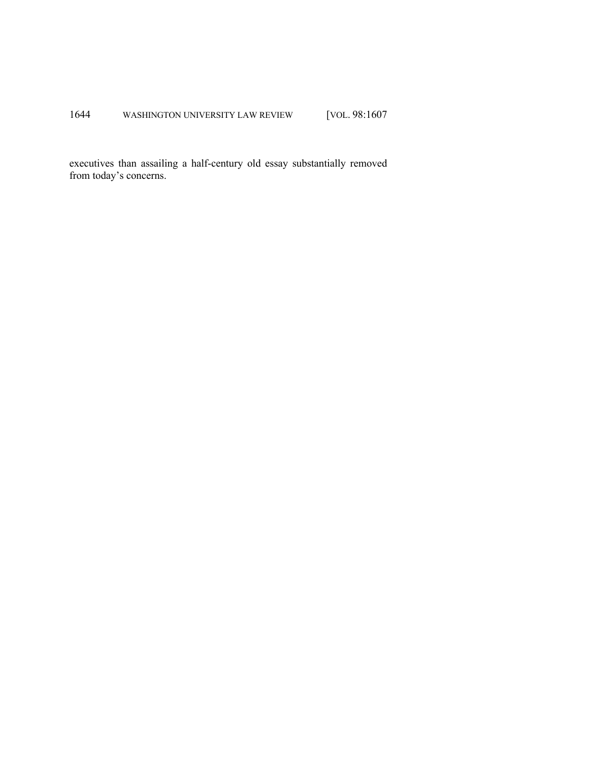executives than assailing a half-century old essay substantially removed from today's concerns.